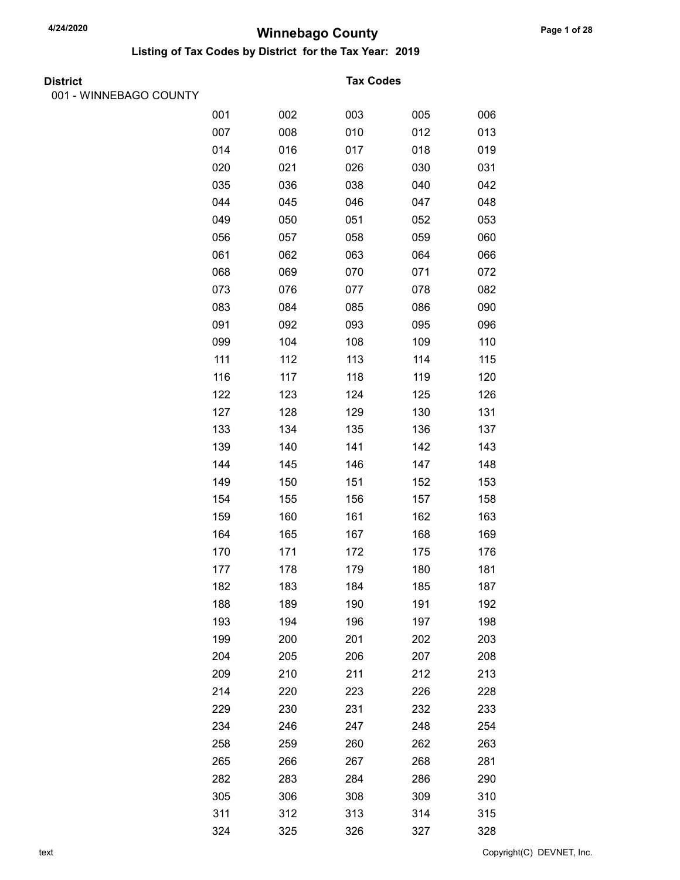# Winnebago County

## Listing of Tax Codes by District for the Tax Year: 2019

**District** | **Tax Codes**

001 - WINNEBAGO COUNTY

| | | | | |
|---|---|---|---|---|
| 001 | 002 | 003 | 005 | 006 |
| 007 | 008 | 010 | 012 | 013 |
| 014 | 016 | 017 | 018 | 019 |
| 020 | 021 | 026 | 030 | 031 |
| 035 | 036 | 038 | 040 | 042 |
| 044 | 045 | 046 | 047 | 048 |
| 049 | 050 | 051 | 052 | 053 |
| 056 | 057 | 058 | 059 | 060 |
| 061 | 062 | 063 | 064 | 066 |
| 068 | 069 | 070 | 071 | 072 |
| 073 | 076 | 077 | 078 | 082 |
| 083 | 084 | 085 | 086 | 090 |
| 091 | 092 | 093 | 095 | 096 |
| 099 | 104 | 108 | 109 | 110 |
| 111 | 112 | 113 | 114 | 115 |
| 116 | 117 | 118 | 119 | 120 |
| 122 | 123 | 124 | 125 | 126 |
| 127 | 128 | 129 | 130 | 131 |
| 133 | 134 | 135 | 136 | 137 |
| 139 | 140 | 141 | 142 | 143 |
| 144 | 145 | 146 | 147 | 148 |
| 149 | 150 | 151 | 152 | 153 |
| 154 | 155 | 156 | 157 | 158 |
| 159 | 160 | 161 | 162 | 163 |
| 164 | 165 | 167 | 168 | 169 |
| 170 | 171 | 172 | 175 | 176 |
| 177 | 178 | 179 | 180 | 181 |
| 182 | 183 | 184 | 185 | 187 |
| 188 | 189 | 190 | 191 | 192 |
| 193 | 194 | 196 | 197 | 198 |
| 199 | 200 | 201 | 202 | 203 |
| 204 | 205 | 206 | 207 | 208 |
| 209 | 210 | 211 | 212 | 213 |
| 214 | 220 | 223 | 226 | 228 |
| 229 | 230 | 231 | 232 | 233 |
| 234 | 246 | 247 | 248 | 254 |
| 258 | 259 | 260 | 262 | 263 |
| 265 | 266 | 267 | 268 | 281 |
| 282 | 283 | 284 | 286 | 290 |
| 305 | 306 | 308 | 309 | 310 |
| 311 | 312 | 313 | 314 | 315 |
| 324 | 325 | 326 | 327 | 328 |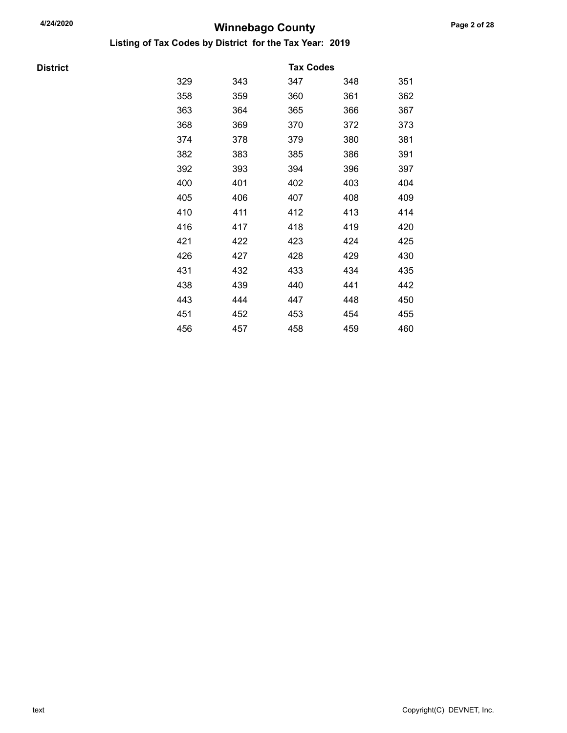# Winnebago County

## Listing of Tax Codes by District for the Tax Year: 2019

| District | Tax Codes | | | | |
|---|---|---|---|---|---|
| | 329 | 343 | 347 | 348 | 351 |
| | 358 | 359 | 360 | 361 | 362 |
| | 363 | 364 | 365 | 366 | 367 |
| | 368 | 369 | 370 | 372 | 373 |
| | 374 | 378 | 379 | 380 | 381 |
| | 382 | 383 | 385 | 386 | 391 |
| | 392 | 393 | 394 | 396 | 397 |
| | 400 | 401 | 402 | 403 | 404 |
| | 405 | 406 | 407 | 408 | 409 |
| | 410 | 411 | 412 | 413 | 414 |
| | 416 | 417 | 418 | 419 | 420 |
| | 421 | 422 | 423 | 424 | 425 |
| | 426 | 427 | 428 | 429 | 430 |
| | 431 | 432 | 433 | 434 | 435 |
| | 438 | 439 | 440 | 441 | 442 |
| | 443 | 444 | 447 | 448 | 450 |
| | 451 | 452 | 453 | 454 | 455 |
| | 456 | 457 | 458 | 459 | 460 |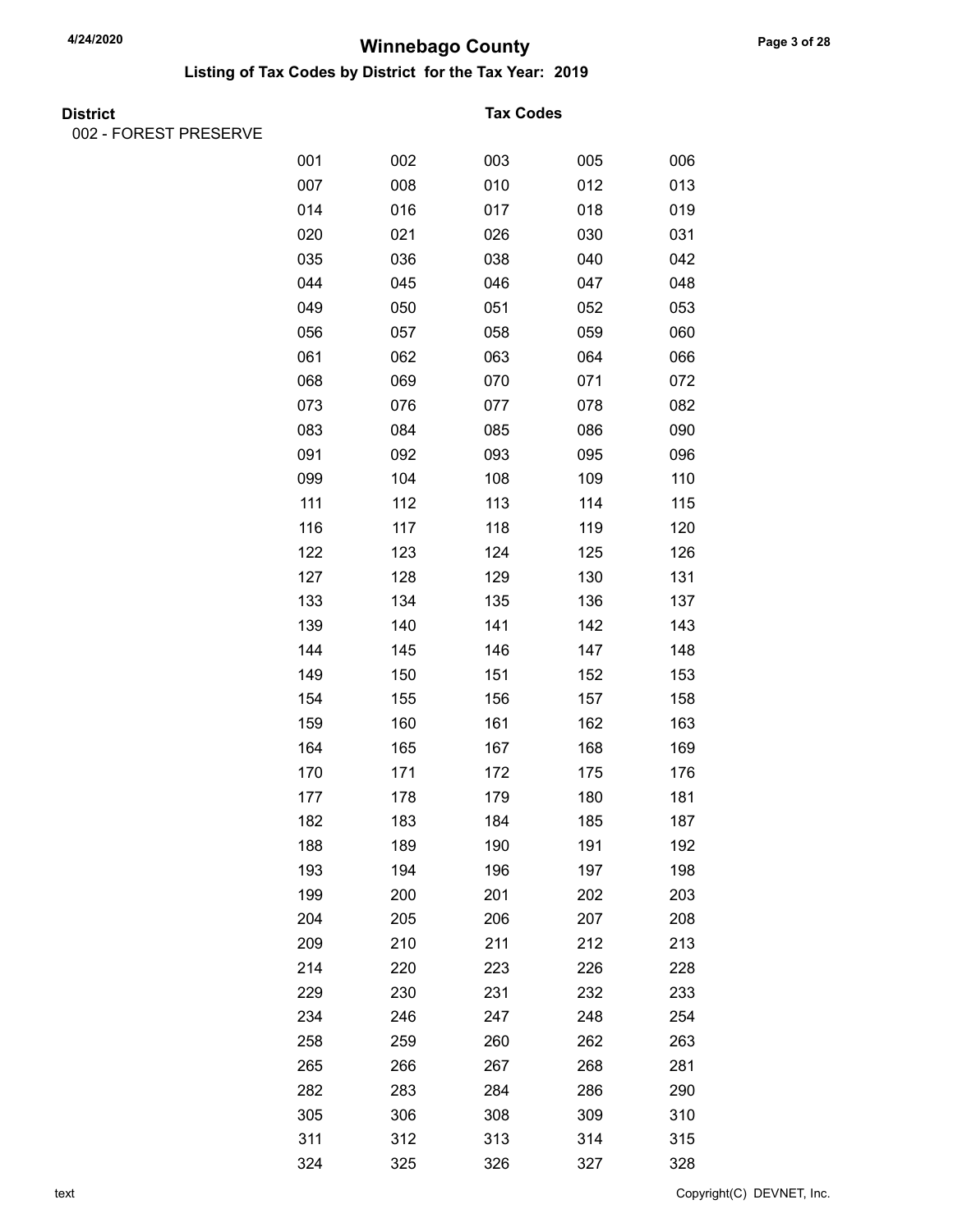# Winnebago County

## Listing of Tax Codes by District for the Tax Year: 2019

| District | Tax Codes | | | | |
|---|---|---|---|---|---|
| 002 - FOREST PRESERVE | | | | | |
| | 001 | 002 | 003 | 005 | 006 |
| | 007 | 008 | 010 | 012 | 013 |
| | 014 | 016 | 017 | 018 | 019 |
| | 020 | 021 | 026 | 030 | 031 |
| | 035 | 036 | 038 | 040 | 042 |
| | 044 | 045 | 046 | 047 | 048 |
| | 049 | 050 | 051 | 052 | 053 |
| | 056 | 057 | 058 | 059 | 060 |
| | 061 | 062 | 063 | 064 | 066 |
| | 068 | 069 | 070 | 071 | 072 |
| | 073 | 076 | 077 | 078 | 082 |
| | 083 | 084 | 085 | 086 | 090 |
| | 091 | 092 | 093 | 095 | 096 |
| | 099 | 104 | 108 | 109 | 110 |
| | 111 | 112 | 113 | 114 | 115 |
| | 116 | 117 | 118 | 119 | 120 |
| | 122 | 123 | 124 | 125 | 126 |
| | 127 | 128 | 129 | 130 | 131 |
| | 133 | 134 | 135 | 136 | 137 |
| | 139 | 140 | 141 | 142 | 143 |
| | 144 | 145 | 146 | 147 | 148 |
| | 149 | 150 | 151 | 152 | 153 |
| | 154 | 155 | 156 | 157 | 158 |
| | 159 | 160 | 161 | 162 | 163 |
| | 164 | 165 | 167 | 168 | 169 |
| | 170 | 171 | 172 | 175 | 176 |
| | 177 | 178 | 179 | 180 | 181 |
| | 182 | 183 | 184 | 185 | 187 |
| | 188 | 189 | 190 | 191 | 192 |
| | 193 | 194 | 196 | 197 | 198 |
| | 199 | 200 | 201 | 202 | 203 |
| | 204 | 205 | 206 | 207 | 208 |
| | 209 | 210 | 211 | 212 | 213 |
| | 214 | 220 | 223 | 226 | 228 |
| | 229 | 230 | 231 | 232 | 233 |
| | 234 | 246 | 247 | 248 | 254 |
| | 258 | 259 | 260 | 262 | 263 |
| | 265 | 266 | 267 | 268 | 281 |
| | 282 | 283 | 284 | 286 | 290 |
| | 305 | 306 | 308 | 309 | 310 |
| | 311 | 312 | 313 | 314 | 315 |
| | 324 | 325 | 326 | 327 | 328 |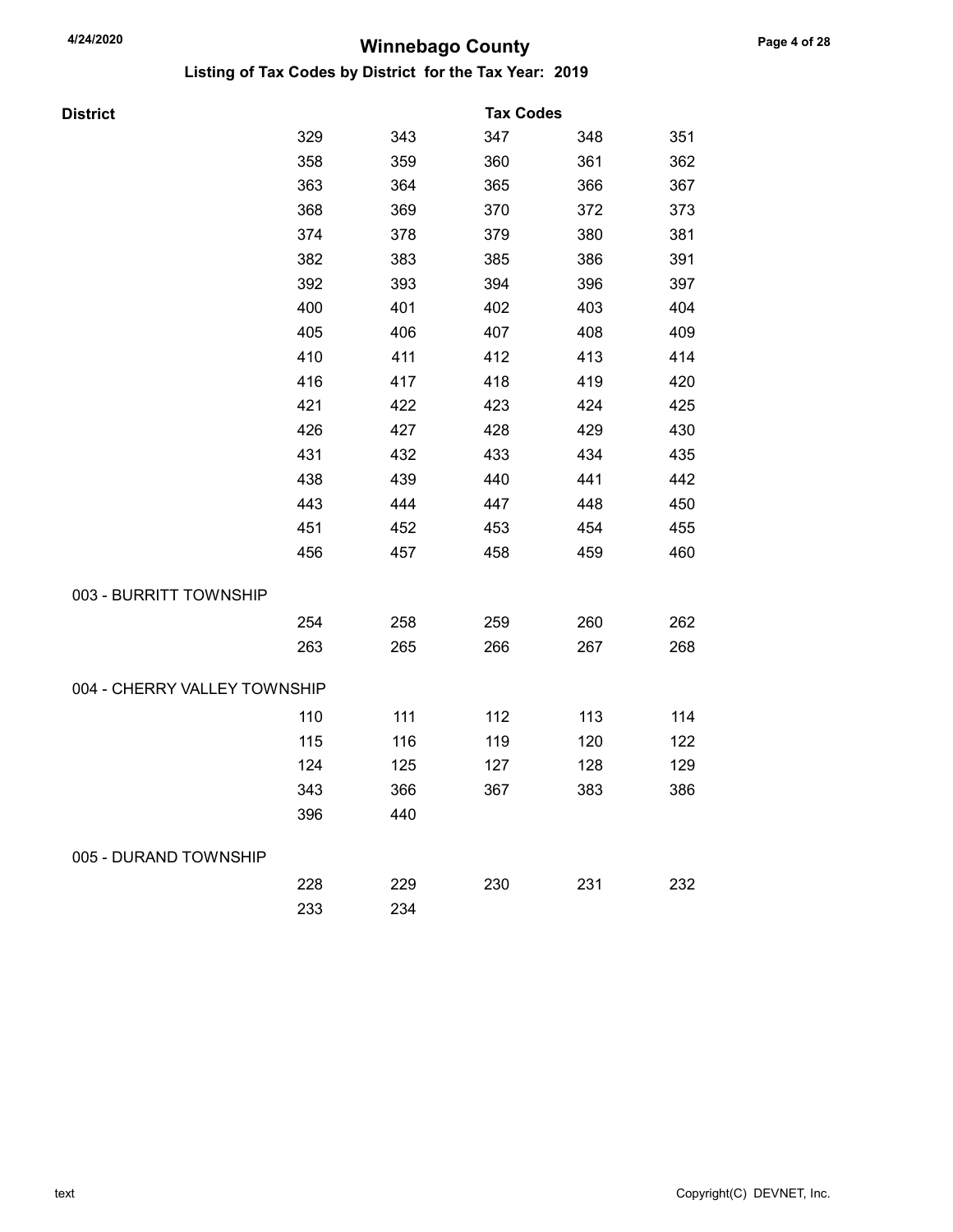# Winnebago County

## Listing of Tax Codes by District for the Tax Year: 2019

| District | Tax Codes | | | | |
|---|---|---|---|---|---|
| | 329 | 343 | 347 | 348 | 351 |
| | 358 | 359 | 360 | 361 | 362 |
| | 363 | 364 | 365 | 366 | 367 |
| | 368 | 369 | 370 | 372 | 373 |
| | 374 | 378 | 379 | 380 | 381 |
| | 382 | 383 | 385 | 386 | 391 |
| | 392 | 393 | 394 | 396 | 397 |
| | 400 | 401 | 402 | 403 | 404 |
| | 405 | 406 | 407 | 408 | 409 |
| | 410 | 411 | 412 | 413 | 414 |
| | 416 | 417 | 418 | 419 | 420 |
| | 421 | 422 | 423 | 424 | 425 |
| | 426 | 427 | 428 | 429 | 430 |
| | 431 | 432 | 433 | 434 | 435 |
| | 438 | 439 | 440 | 441 | 442 |
| | 443 | 444 | 447 | 448 | 450 |
| | 451 | 452 | 453 | 454 | 455 |
| | 456 | 457 | 458 | 459 | 460 |
| 003 - BURRITT TOWNSHIP | | | | | |
| | 254 | 258 | 259 | 260 | 262 |
| | 263 | 265 | 266 | 267 | 268 |
| 004 - CHERRY VALLEY TOWNSHIP | | | | | |
| | 110 | 111 | 112 | 113 | 114 |
| | 115 | 116 | 119 | 120 | 122 |
| | 124 | 125 | 127 | 128 | 129 |
| | 343 | 366 | 367 | 383 | 386 |
| | 396 | 440 | | | |
| 005 - DURAND TOWNSHIP | | | | | |
| | 228 | 229 | 230 | 231 | 232 |
| | 233 | 234 | | | |

text

Copyright(C) DEVNET, Inc.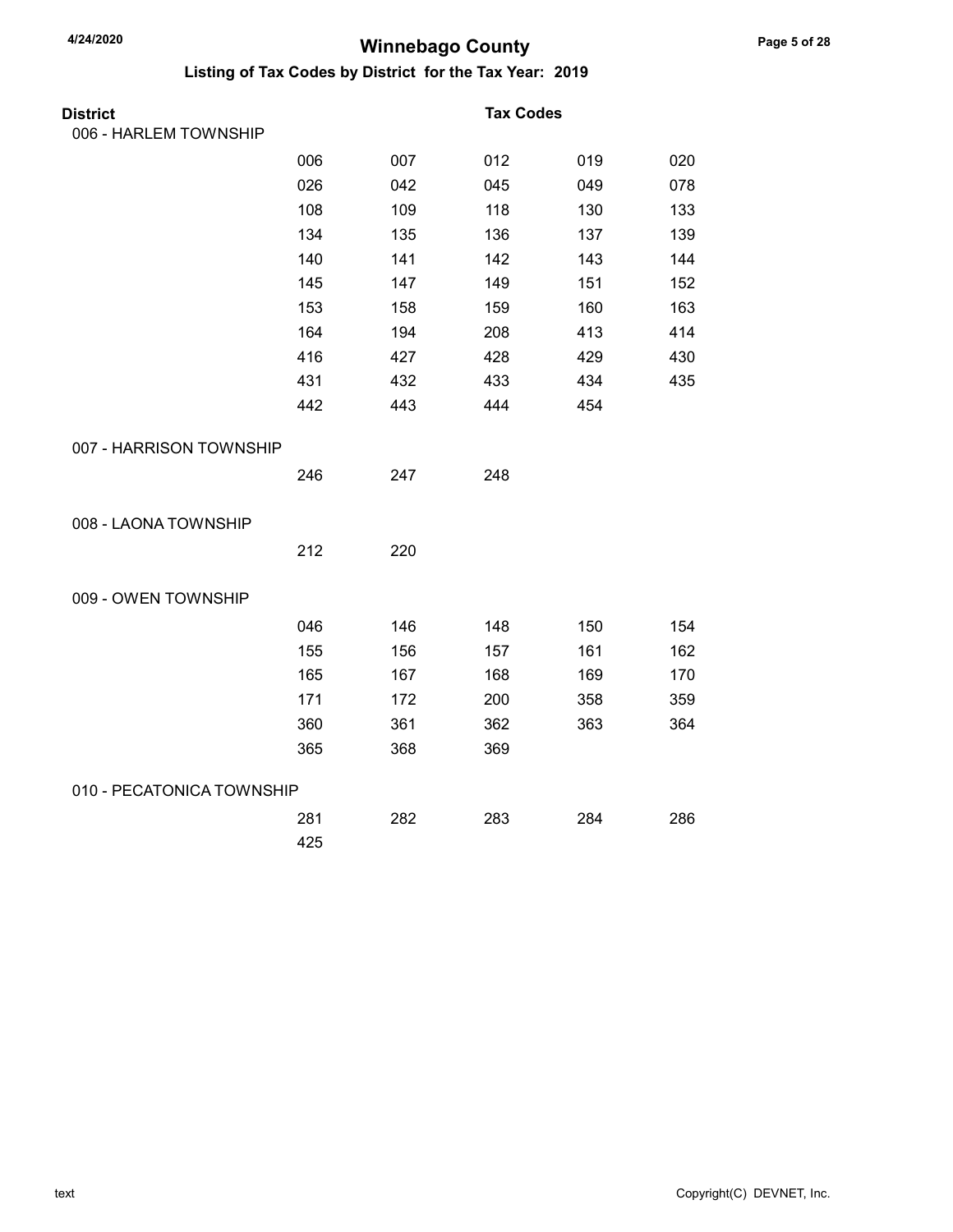# Winnebago County

## Listing of Tax Codes by District for the Tax Year: 2019

| District | Tax Codes | | | | |
|---|---|---|---|---|---|
| 006 - HARLEM TOWNSHIP | | | | | |
| | 006 | 007 | 012 | 019 | 020 |
| | 026 | 042 | 045 | 049 | 078 |
| | 108 | 109 | 118 | 130 | 133 |
| | 134 | 135 | 136 | 137 | 139 |
| | 140 | 141 | 142 | 143 | 144 |
| | 145 | 147 | 149 | 151 | 152 |
| | 153 | 158 | 159 | 160 | 163 |
| | 164 | 194 | 208 | 413 | 414 |
| | 416 | 427 | 428 | 429 | 430 |
| | 431 | 432 | 433 | 434 | 435 |
| | 442 | 443 | 444 | 454 | |
| 007 - HARRISON TOWNSHIP | | | | | |
| | 246 | 247 | 248 | | |
| 008 - LAONA TOWNSHIP | | | | | |
| | 212 | 220 | | | |
| 009 - OWEN TOWNSHIP | | | | | |
| | 046 | 146 | 148 | 150 | 154 |
| | 155 | 156 | 157 | 161 | 162 |
| | 165 | 167 | 168 | 169 | 170 |
| | 171 | 172 | 200 | 358 | 359 |
| | 360 | 361 | 362 | 363 | 364 |
| | 365 | 368 | 369 | | |
| 010 - PECATONICA TOWNSHIP | | | | | |
| | 281 | 282 | 283 | 284 | 286 |
| | 425 | | | | |

text

Copyright(C) DEVNET, Inc.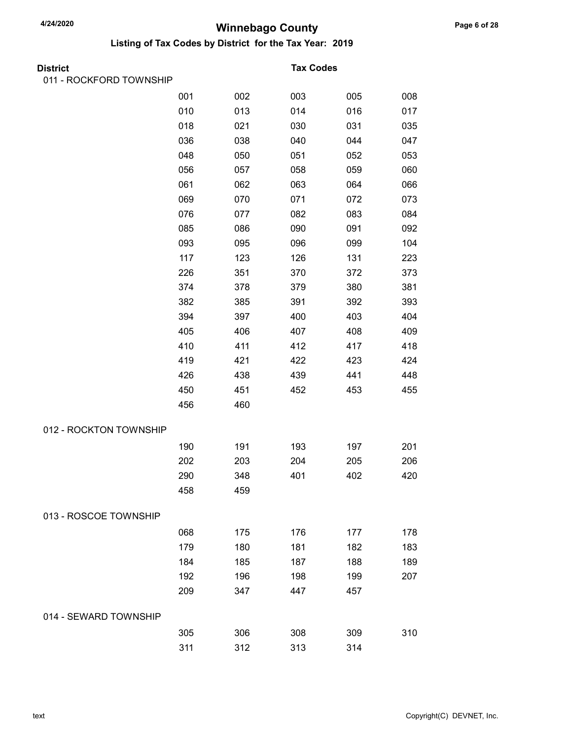# Winnebago County

## Listing of Tax Codes by District for the Tax Year: 2019

| District | Tax Codes | | | | |
|---|---|---|---|---|---|
| 011 - ROCKFORD TOWNSHIP | | | | | |
| | 001 | 002 | 003 | 005 | 008 |
| | 010 | 013 | 014 | 016 | 017 |
| | 018 | 021 | 030 | 031 | 035 |
| | 036 | 038 | 040 | 044 | 047 |
| | 048 | 050 | 051 | 052 | 053 |
| | 056 | 057 | 058 | 059 | 060 |
| | 061 | 062 | 063 | 064 | 066 |
| | 069 | 070 | 071 | 072 | 073 |
| | 076 | 077 | 082 | 083 | 084 |
| | 085 | 086 | 090 | 091 | 092 |
| | 093 | 095 | 096 | 099 | 104 |
| | 117 | 123 | 126 | 131 | 223 |
| | 226 | 351 | 370 | 372 | 373 |
| | 374 | 378 | 379 | 380 | 381 |
| | 382 | 385 | 391 | 392 | 393 |
| | 394 | 397 | 400 | 403 | 404 |
| | 405 | 406 | 407 | 408 | 409 |
| | 410 | 411 | 412 | 417 | 418 |
| | 419 | 421 | 422 | 423 | 424 |
| | 426 | 438 | 439 | 441 | 448 |
| | 450 | 451 | 452 | 453 | 455 |
| | 456 | 460 | | | |
| 012 - ROCKTON TOWNSHIP | | | | | |
| | 190 | 191 | 193 | 197 | 201 |
| | 202 | 203 | 204 | 205 | 206 |
| | 290 | 348 | 401 | 402 | 420 |
| | 458 | 459 | | | |
| 013 - ROSCOE TOWNSHIP | | | | | |
| | 068 | 175 | 176 | 177 | 178 |
| | 179 | 180 | 181 | 182 | 183 |
| | 184 | 185 | 187 | 188 | 189 |
| | 192 | 196 | 198 | 199 | 207 |
| | 209 | 347 | 447 | 457 | |
| 014 - SEWARD TOWNSHIP | | | | | |
| | 305 | 306 | 308 | 309 | 310 |
| | 311 | 312 | 313 | 314 | |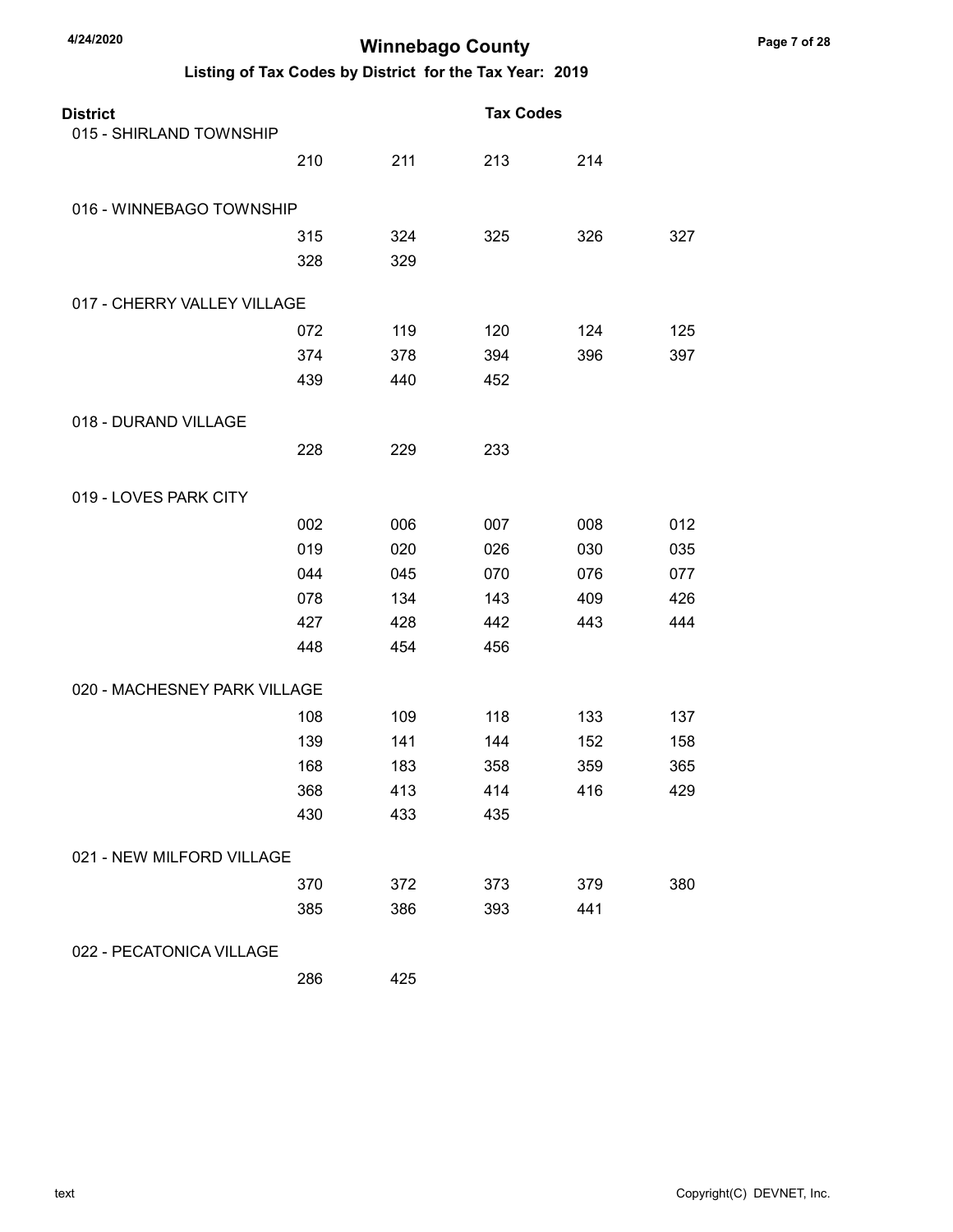# Winnebago County

## Listing of Tax Codes by District for the Tax Year: 2019

| District | | | Tax Codes | | |
|---|---|---|---|---|---|
| 015 - SHIRLAND TOWNSHIP | | | | | |
| | 210 | 211 | 213 | 214 | |
| 016 - WINNEBAGO TOWNSHIP | | | | | |
| | 315 | 324 | 325 | 326 | 327 |
| | 328 | 329 | | | |
| 017 - CHERRY VALLEY VILLAGE | | | | | |
| | 072 | 119 | 120 | 124 | 125 |
| | 374 | 378 | 394 | 396 | 397 |
| | 439 | 440 | 452 | | |
| 018 - DURAND VILLAGE | | | | | |
| | 228 | 229 | 233 | | |
| 019 - LOVES PARK CITY | | | | | |
| | 002 | 006 | 007 | 008 | 012 |
| | 019 | 020 | 026 | 030 | 035 |
| | 044 | 045 | 070 | 076 | 077 |
| | 078 | 134 | 143 | 409 | 426 |
| | 427 | 428 | 442 | 443 | 444 |
| | 448 | 454 | 456 | | |
| 020 - MACHESNEY PARK VILLAGE | | | | | |
| | 108 | 109 | 118 | 133 | 137 |
| | 139 | 141 | 144 | 152 | 158 |
| | 168 | 183 | 358 | 359 | 365 |
| | 368 | 413 | 414 | 416 | 429 |
| | 430 | 433 | 435 | | |
| 021 - NEW MILFORD VILLAGE | | | | | |
| | 370 | 372 | 373 | 379 | 380 |
| | 385 | 386 | 393 | 441 | |
| 022 - PECATONICA VILLAGE | | | | | |
| | 286 | 425 | | | |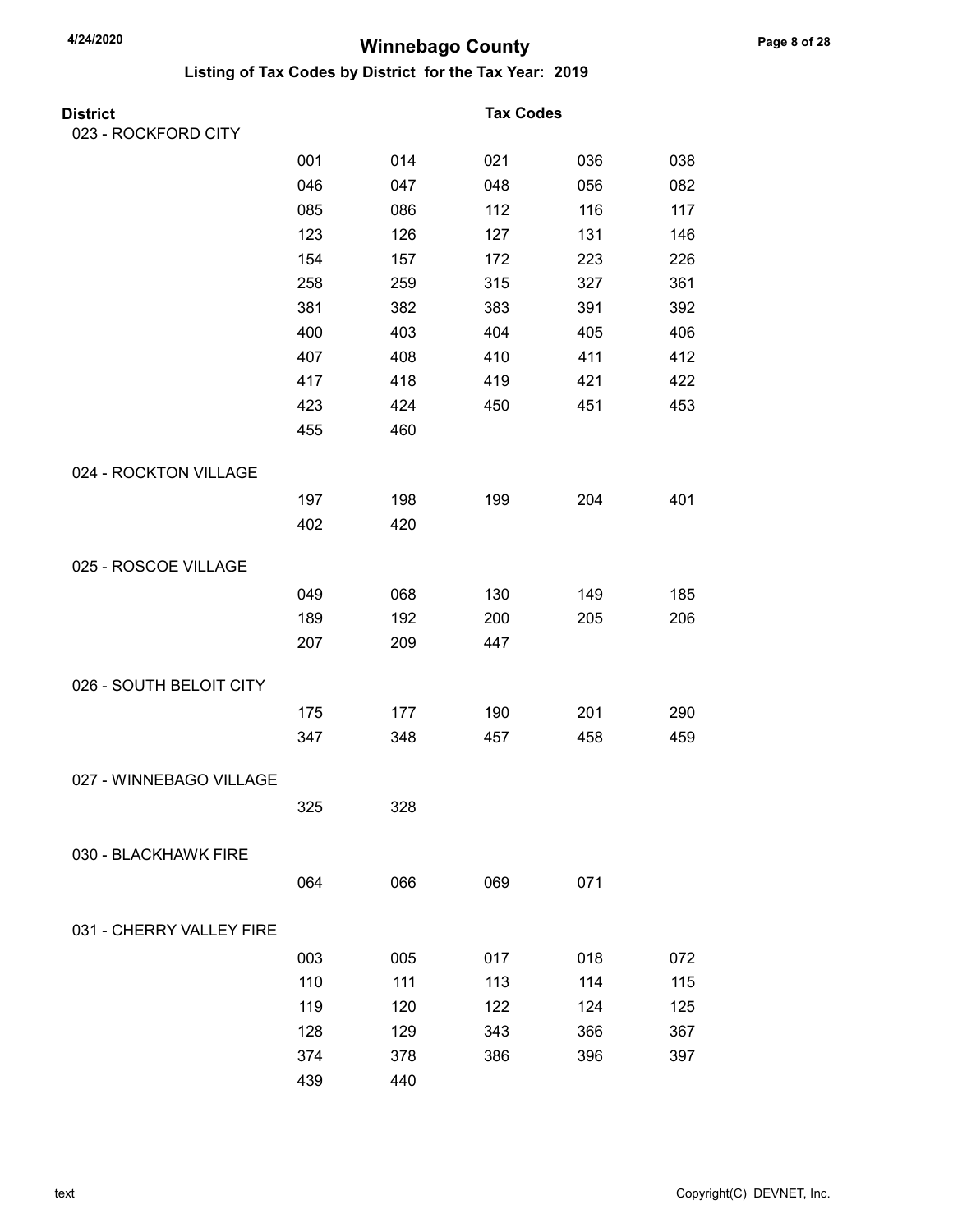# Winnebago County

## Listing of Tax Codes by District for the Tax Year: 2019

| District | | | Tax Codes | | |
|---|---|---|---|---|---|
| 023 - ROCKFORD CITY | | | | | |
| | 001 | 014 | 021 | 036 | 038 |
| | 046 | 047 | 048 | 056 | 082 |
| | 085 | 086 | 112 | 116 | 117 |
| | 123 | 126 | 127 | 131 | 146 |
| | 154 | 157 | 172 | 223 | 226 |
| | 258 | 259 | 315 | 327 | 361 |
| | 381 | 382 | 383 | 391 | 392 |
| | 400 | 403 | 404 | 405 | 406 |
| | 407 | 408 | 410 | 411 | 412 |
| | 417 | 418 | 419 | 421 | 422 |
| | 423 | 424 | 450 | 451 | 453 |
| | 455 | 460 | | | |
| 024 - ROCKTON VILLAGE | | | | | |
| | 197 | 198 | 199 | 204 | 401 |
| | 402 | 420 | | | |
| 025 - ROSCOE VILLAGE | | | | | |
| | 049 | 068 | 130 | 149 | 185 |
| | 189 | 192 | 200 | 205 | 206 |
| | 207 | 209 | 447 | | |
| 026 - SOUTH BELOIT CITY | | | | | |
| | 175 | 177 | 190 | 201 | 290 |
| | 347 | 348 | 457 | 458 | 459 |
| 027 - WINNEBAGO VILLAGE | | | | | |
| | 325 | 328 | | | |
| 030 - BLACKHAWK FIRE | | | | | |
| | 064 | 066 | 069 | 071 | |
| 031 - CHERRY VALLEY FIRE | | | | | |
| | 003 | 005 | 017 | 018 | 072 |
| | 110 | 111 | 113 | 114 | 115 |
| | 119 | 120 | 122 | 124 | 125 |
| | 128 | 129 | 343 | 366 | 367 |
| | 374 | 378 | 386 | 396 | 397 |
| | 439 | 440 | | | |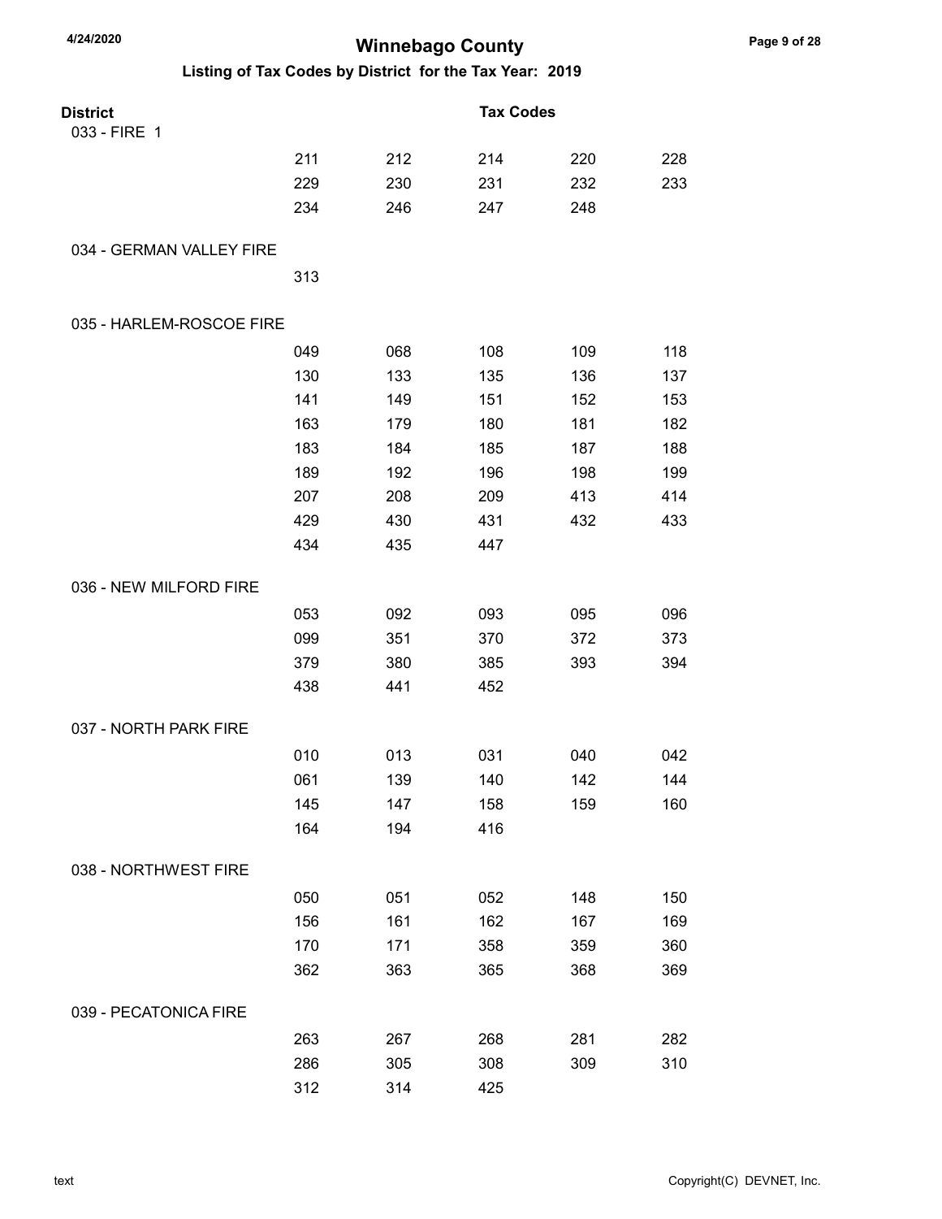# Winnebago County

## Listing of Tax Codes by District for the Tax Year: 2019

| District | Tax Codes | | | | |
|---|---|---|---|---|---|
| 033 - FIRE 1 | | | | | |
| | 211 | 212 | 214 | 220 | 228 |
| | 229 | 230 | 231 | 232 | 233 |
| | 234 | 246 | 247 | 248 | |
| 034 - GERMAN VALLEY FIRE | | | | | |
| | 313 | | | | |
| 035 - HARLEM-ROSCOE FIRE | | | | | |
| | 049 | 068 | 108 | 109 | 118 |
| | 130 | 133 | 135 | 136 | 137 |
| | 141 | 149 | 151 | 152 | 153 |
| | 163 | 179 | 180 | 181 | 182 |
| | 183 | 184 | 185 | 187 | 188 |
| | 189 | 192 | 196 | 198 | 199 |
| | 207 | 208 | 209 | 413 | 414 |
| | 429 | 430 | 431 | 432 | 433 |
| | 434 | 435 | 447 | | |
| 036 - NEW MILFORD FIRE | | | | | |
| | 053 | 092 | 093 | 095 | 096 |
| | 099 | 351 | 370 | 372 | 373 |
| | 379 | 380 | 385 | 393 | 394 |
| | 438 | 441 | 452 | | |
| 037 - NORTH PARK FIRE | | | | | |
| | 010 | 013 | 031 | 040 | 042 |
| | 061 | 139 | 140 | 142 | 144 |
| | 145 | 147 | 158 | 159 | 160 |
| | 164 | 194 | 416 | | |
| 038 - NORTHWEST FIRE | | | | | |
| | 050 | 051 | 052 | 148 | 150 |
| | 156 | 161 | 162 | 167 | 169 |
| | 170 | 171 | 358 | 359 | 360 |
| | 362 | 363 | 365 | 368 | 369 |
| 039 - PECATONICA FIRE | | | | | |
| | 263 | 267 | 268 | 281 | 282 |
| | 286 | 305 | 308 | 309 | 310 |
| | 312 | 314 | 425 | | |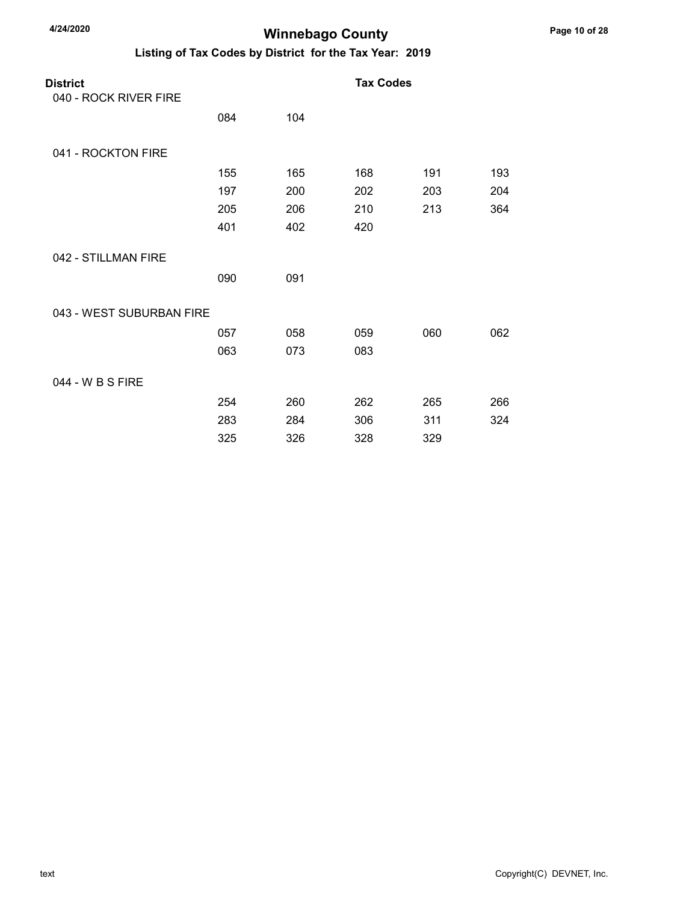# Winnebago County

## Listing of Tax Codes by District for the Tax Year: 2019

| District | Tax Codes | | | | |
|---|---|---|---|---|---|
| 040 - ROCK RIVER FIRE | | | | | |
| | 084 | 104 | | | |
| 041 - ROCKTON FIRE | | | | | |
| | 155 | 165 | 168 | 191 | 193 |
| | 197 | 200 | 202 | 203 | 204 |
| | 205 | 206 | 210 | 213 | 364 |
| | 401 | 402 | 420 | | |
| 042 - STILLMAN FIRE | | | | | |
| | 090 | 091 | | | |
| 043 - WEST SUBURBAN FIRE | | | | | |
| | 057 | 058 | 059 | 060 | 062 |
| | 063 | 073 | 083 | | |
| 044 - W B S FIRE | | | | | |
| | 254 | 260 | 262 | 265 | 266 |
| | 283 | 284 | 306 | 311 | 324 |
| | 325 | 326 | 328 | 329 | |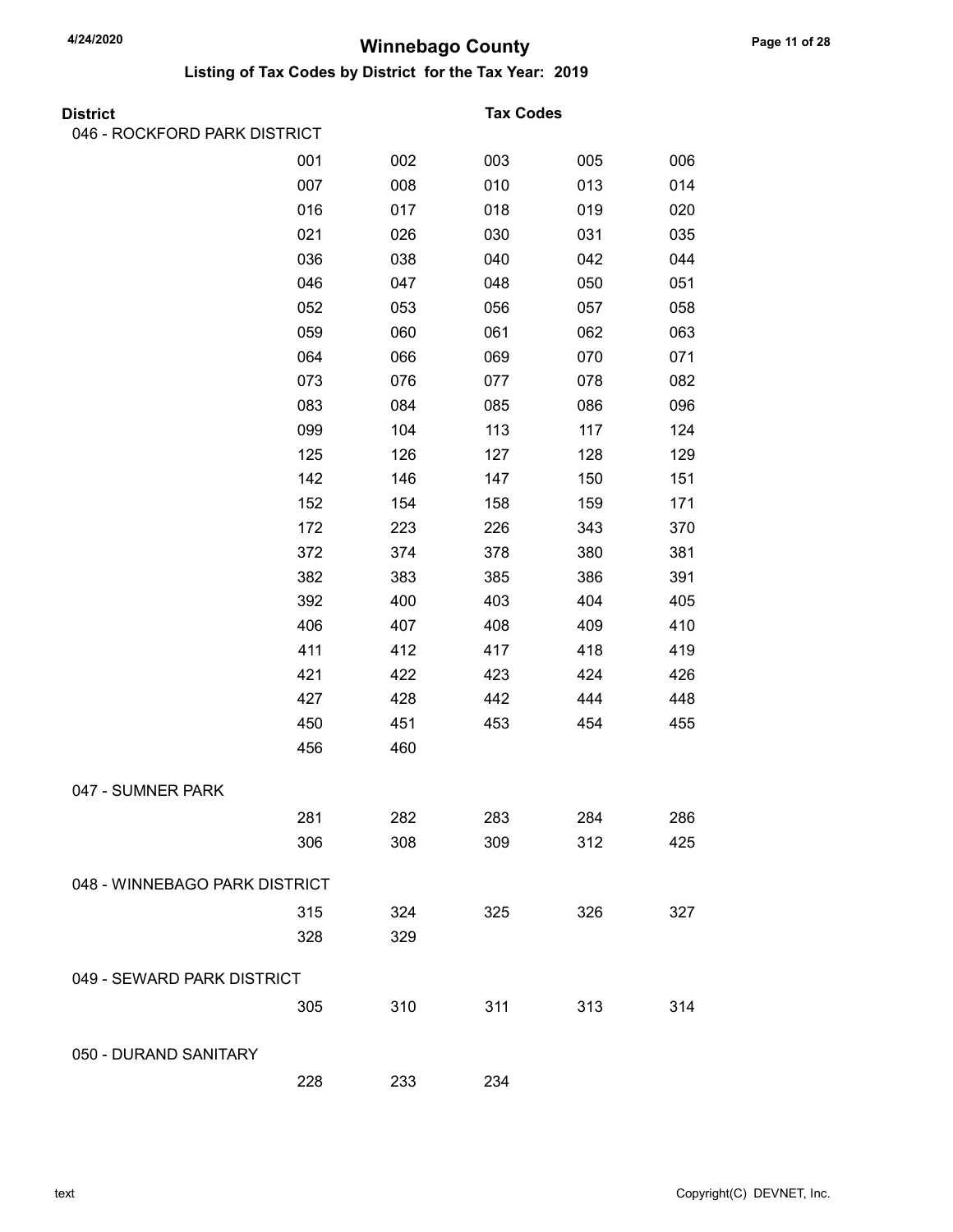# Winnebago County

## Listing of Tax Codes by District for the Tax Year: 2019

| District | | | Tax Codes | | |
|---|---|---|---|---|---|
| 046 - ROCKFORD PARK DISTRICT | | | | | |
| | 001 | 002 | 003 | 005 | 006 |
| | 007 | 008 | 010 | 013 | 014 |
| | 016 | 017 | 018 | 019 | 020 |
| | 021 | 026 | 030 | 031 | 035 |
| | 036 | 038 | 040 | 042 | 044 |
| | 046 | 047 | 048 | 050 | 051 |
| | 052 | 053 | 056 | 057 | 058 |
| | 059 | 060 | 061 | 062 | 063 |
| | 064 | 066 | 069 | 070 | 071 |
| | 073 | 076 | 077 | 078 | 082 |
| | 083 | 084 | 085 | 086 | 096 |
| | 099 | 104 | 113 | 117 | 124 |
| | 125 | 126 | 127 | 128 | 129 |
| | 142 | 146 | 147 | 150 | 151 |
| | 152 | 154 | 158 | 159 | 171 |
| | 172 | 223 | 226 | 343 | 370 |
| | 372 | 374 | 378 | 380 | 381 |
| | 382 | 383 | 385 | 386 | 391 |
| | 392 | 400 | 403 | 404 | 405 |
| | 406 | 407 | 408 | 409 | 410 |
| | 411 | 412 | 417 | 418 | 419 |
| | 421 | 422 | 423 | 424 | 426 |
| | 427 | 428 | 442 | 444 | 448 |
| | 450 | 451 | 453 | 454 | 455 |
| | 456 | 460 | | | |
| 047 - SUMNER PARK | | | | | |
| | 281 | 282 | 283 | 284 | 286 |
| | 306 | 308 | 309 | 312 | 425 |
| 048 - WINNEBAGO PARK DISTRICT | | | | | |
| | 315 | 324 | 325 | 326 | 327 |
| | 328 | 329 | | | |
| 049 - SEWARD PARK DISTRICT | | | | | |
| | 305 | 310 | 311 | 313 | 314 |
| 050 - DURAND SANITARY | | | | | |
| | 228 | 233 | 234 | | |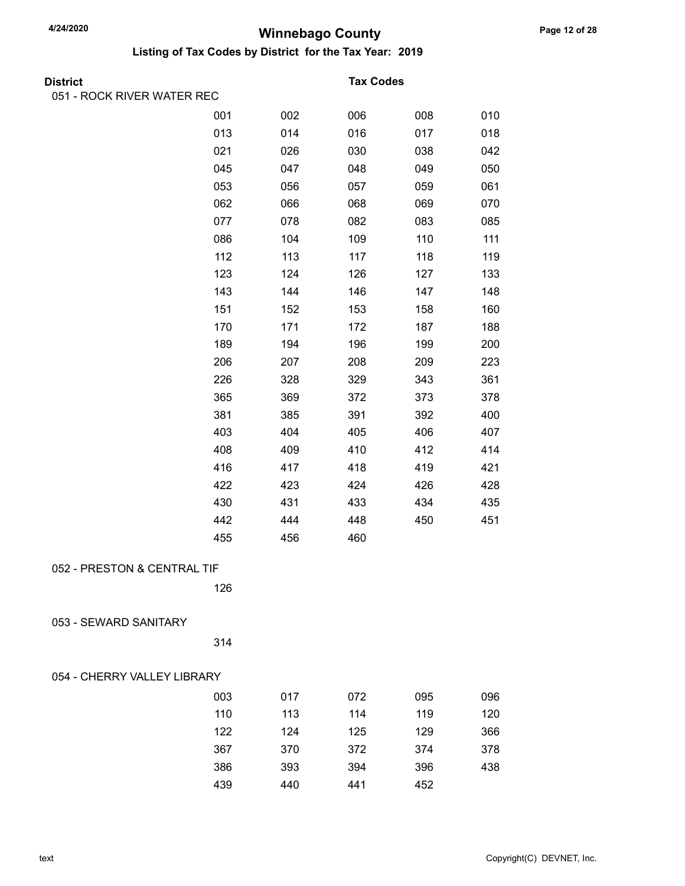# Winnebago County

## Listing of Tax Codes by District for the Tax Year: 2019

| District | Tax Codes | | | | |
|---|---|---|---|---|---|
| 051 - ROCK RIVER WATER REC | | | | | |
| | 001 | 002 | 006 | 008 | 010 |
| | 013 | 014 | 016 | 017 | 018 |
| | 021 | 026 | 030 | 038 | 042 |
| | 045 | 047 | 048 | 049 | 050 |
| | 053 | 056 | 057 | 059 | 061 |
| | 062 | 066 | 068 | 069 | 070 |
| | 077 | 078 | 082 | 083 | 085 |
| | 086 | 104 | 109 | 110 | 111 |
| | 112 | 113 | 117 | 118 | 119 |
| | 123 | 124 | 126 | 127 | 133 |
| | 143 | 144 | 146 | 147 | 148 |
| | 151 | 152 | 153 | 158 | 160 |
| | 170 | 171 | 172 | 187 | 188 |
| | 189 | 194 | 196 | 199 | 200 |
| | 206 | 207 | 208 | 209 | 223 |
| | 226 | 328 | 329 | 343 | 361 |
| | 365 | 369 | 372 | 373 | 378 |
| | 381 | 385 | 391 | 392 | 400 |
| | 403 | 404 | 405 | 406 | 407 |
| | 408 | 409 | 410 | 412 | 414 |
| | 416 | 417 | 418 | 419 | 421 |
| | 422 | 423 | 424 | 426 | 428 |
| | 430 | 431 | 433 | 434 | 435 |
| | 442 | 444 | 448 | 450 | 451 |
| | 455 | 456 | 460 | | |
| 052 - PRESTON & CENTRAL TIF | | | | | |
| | 126 | | | | |
| 053 - SEWARD SANITARY | | | | | |
| | 314 | | | | |
| 054 - CHERRY VALLEY LIBRARY | | | | | |
| | 003 | 017 | 072 | 095 | 096 |
| | 110 | 113 | 114 | 119 | 120 |
| | 122 | 124 | 125 | 129 | 366 |
| | 367 | 370 | 372 | 374 | 378 |
| | 386 | 393 | 394 | 396 | 438 |
| | 439 | 440 | 441 | 452 | |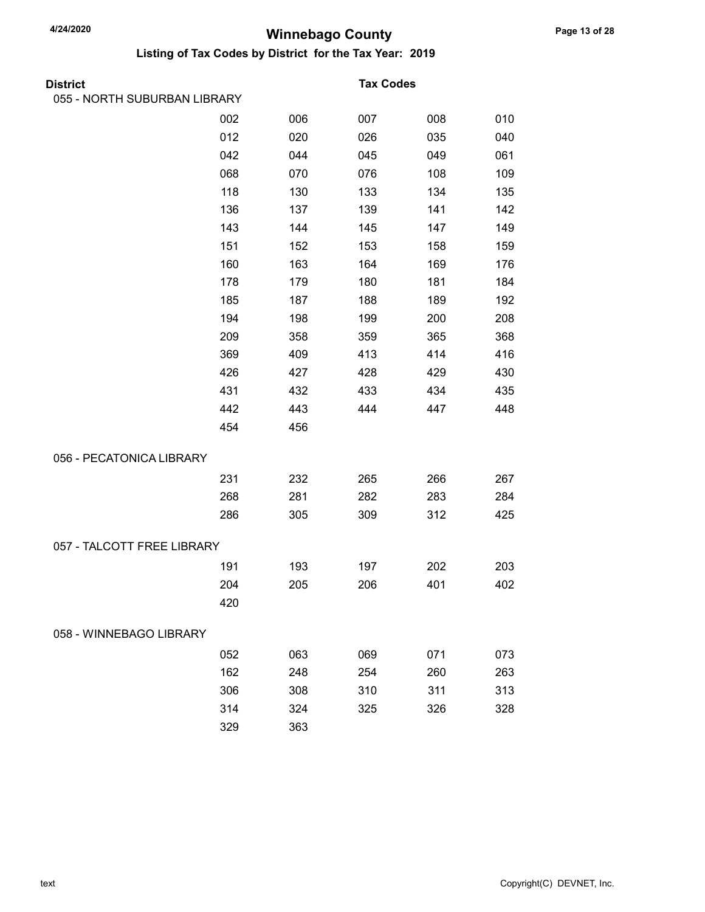# Winnebago County

## Listing of Tax Codes by District for the Tax Year: 2019

| District | Tax Codes | | | | |
|---|---|---|---|---|---|
| 055 - NORTH SUBURBAN LIBRARY | | | | | |
| | 002 | 006 | 007 | 008 | 010 |
| | 012 | 020 | 026 | 035 | 040 |
| | 042 | 044 | 045 | 049 | 061 |
| | 068 | 070 | 076 | 108 | 109 |
| | 118 | 130 | 133 | 134 | 135 |
| | 136 | 137 | 139 | 141 | 142 |
| | 143 | 144 | 145 | 147 | 149 |
| | 151 | 152 | 153 | 158 | 159 |
| | 160 | 163 | 164 | 169 | 176 |
| | 178 | 179 | 180 | 181 | 184 |
| | 185 | 187 | 188 | 189 | 192 |
| | 194 | 198 | 199 | 200 | 208 |
| | 209 | 358 | 359 | 365 | 368 |
| | 369 | 409 | 413 | 414 | 416 |
| | 426 | 427 | 428 | 429 | 430 |
| | 431 | 432 | 433 | 434 | 435 |
| | 442 | 443 | 444 | 447 | 448 |
| | 454 | 456 | | | |
| 056 - PECATONICA LIBRARY | | | | | |
| | 231 | 232 | 265 | 266 | 267 |
| | 268 | 281 | 282 | 283 | 284 |
| | 286 | 305 | 309 | 312 | 425 |
| 057 - TALCOTT FREE LIBRARY | | | | | |
| | 191 | 193 | 197 | 202 | 203 |
| | 204 | 205 | 206 | 401 | 402 |
| | 420 | | | | |
| 058 - WINNEBAGO LIBRARY | | | | | |
| | 052 | 063 | 069 | 071 | 073 |
| | 162 | 248 | 254 | 260 | 263 |
| | 306 | 308 | 310 | 311 | 313 |
| | 314 | 324 | 325 | 326 | 328 |
| | 329 | 363 | | | |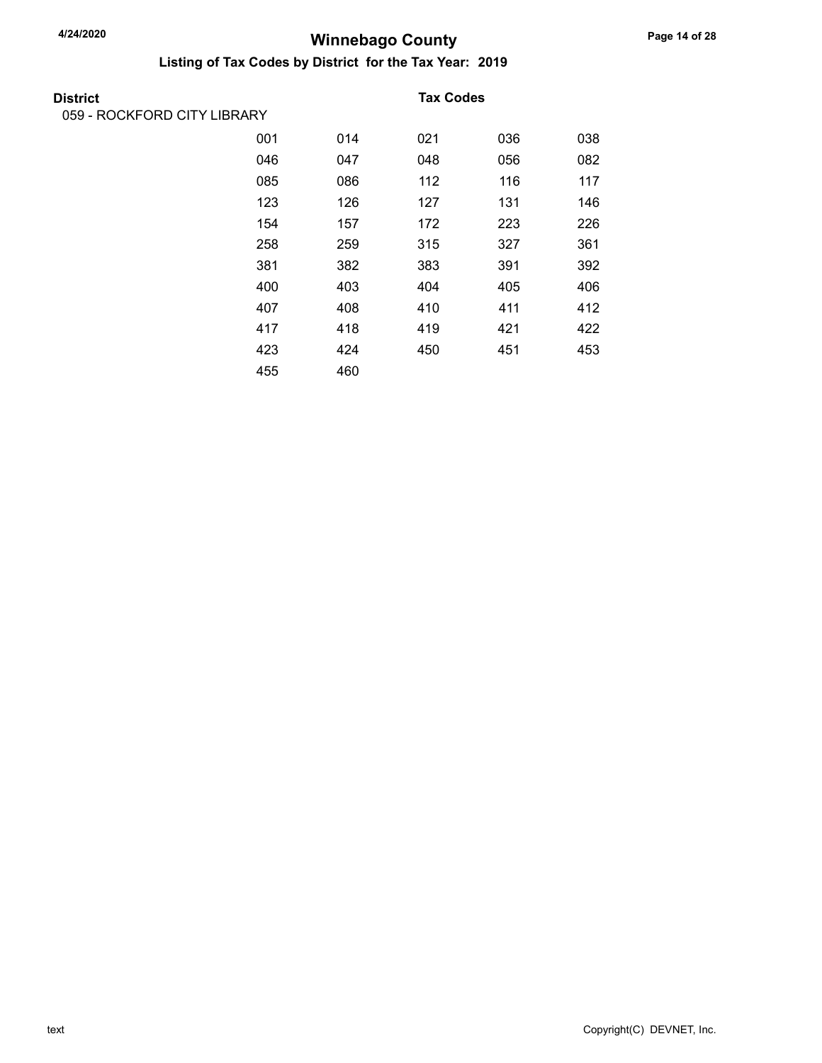# Winnebago County

## Listing of Tax Codes by District for the Tax Year: 2019

| District | Tax Codes | | | | |
|---|---|---|---|---|---|
| 059 - ROCKFORD CITY LIBRARY | | | | | |
| | 001 | 014 | 021 | 036 | 038 |
| | 046 | 047 | 048 | 056 | 082 |
| | 085 | 086 | 112 | 116 | 117 |
| | 123 | 126 | 127 | 131 | 146 |
| | 154 | 157 | 172 | 223 | 226 |
| | 258 | 259 | 315 | 327 | 361 |
| | 381 | 382 | 383 | 391 | 392 |
| | 400 | 403 | 404 | 405 | 406 |
| | 407 | 408 | 410 | 411 | 412 |
| | 417 | 418 | 419 | 421 | 422 |
| | 423 | 424 | 450 | 451 | 453 |
| | 455 | 460 | | | |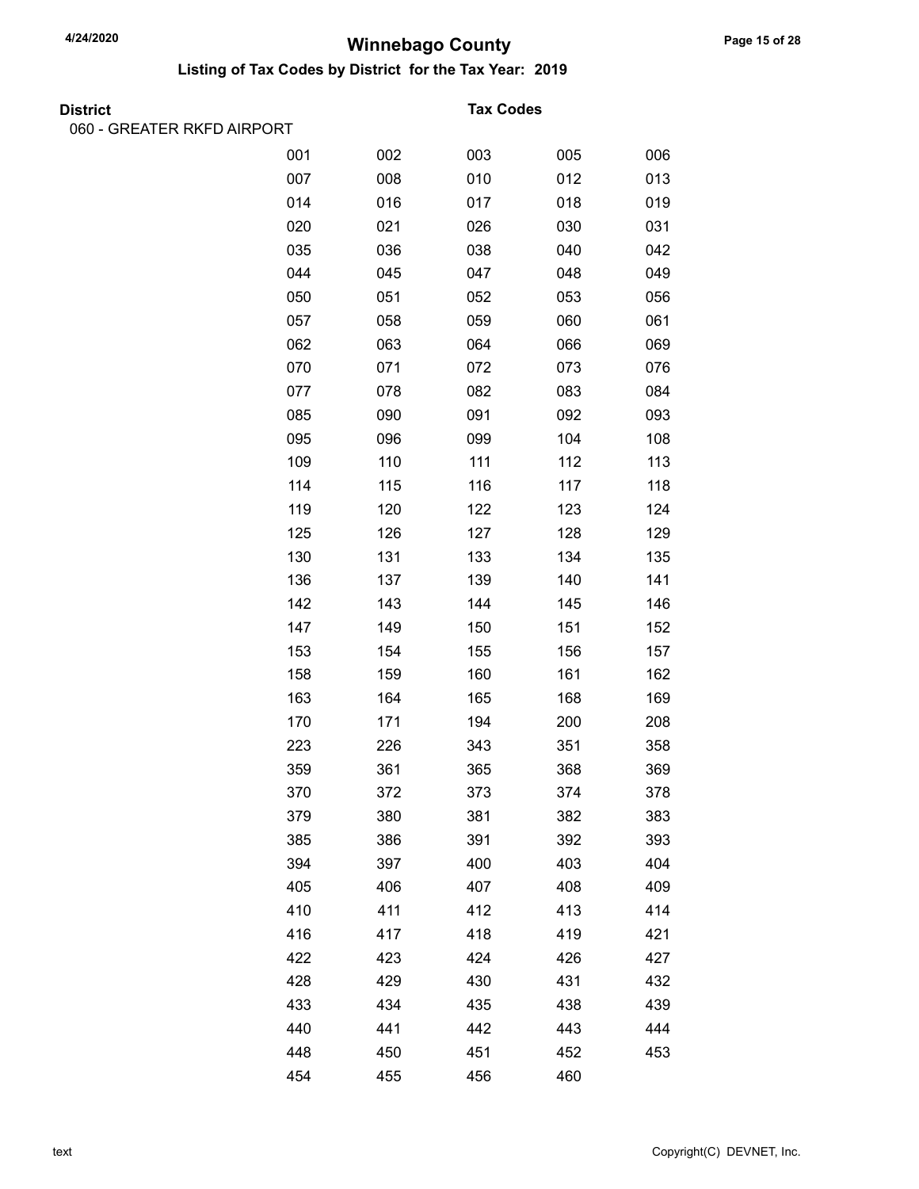# Winnebago County

## Listing of Tax Codes by District for the Tax Year: 2019

**District** | **Tax Codes**

060 - GREATER RKFD AIRPORT

| | | | | |
|---|---|---|---|---|
| 001 | 002 | 003 | 005 | 006 |
| 007 | 008 | 010 | 012 | 013 |
| 014 | 016 | 017 | 018 | 019 |
| 020 | 021 | 026 | 030 | 031 |
| 035 | 036 | 038 | 040 | 042 |
| 044 | 045 | 047 | 048 | 049 |
| 050 | 051 | 052 | 053 | 056 |
| 057 | 058 | 059 | 060 | 061 |
| 062 | 063 | 064 | 066 | 069 |
| 070 | 071 | 072 | 073 | 076 |
| 077 | 078 | 082 | 083 | 084 |
| 085 | 090 | 091 | 092 | 093 |
| 095 | 096 | 099 | 104 | 108 |
| 109 | 110 | 111 | 112 | 113 |
| 114 | 115 | 116 | 117 | 118 |
| 119 | 120 | 122 | 123 | 124 |
| 125 | 126 | 127 | 128 | 129 |
| 130 | 131 | 133 | 134 | 135 |
| 136 | 137 | 139 | 140 | 141 |
| 142 | 143 | 144 | 145 | 146 |
| 147 | 149 | 150 | 151 | 152 |
| 153 | 154 | 155 | 156 | 157 |
| 158 | 159 | 160 | 161 | 162 |
| 163 | 164 | 165 | 168 | 169 |
| 170 | 171 | 194 | 200 | 208 |
| 223 | 226 | 343 | 351 | 358 |
| 359 | 361 | 365 | 368 | 369 |
| 370 | 372 | 373 | 374 | 378 |
| 379 | 380 | 381 | 382 | 383 |
| 385 | 386 | 391 | 392 | 393 |
| 394 | 397 | 400 | 403 | 404 |
| 405 | 406 | 407 | 408 | 409 |
| 410 | 411 | 412 | 413 | 414 |
| 416 | 417 | 418 | 419 | 421 |
| 422 | 423 | 424 | 426 | 427 |
| 428 | 429 | 430 | 431 | 432 |
| 433 | 434 | 435 | 438 | 439 |
| 440 | 441 | 442 | 443 | 444 |
| 448 | 450 | 451 | 452 | 453 |
| 454 | 455 | 456 | 460 | |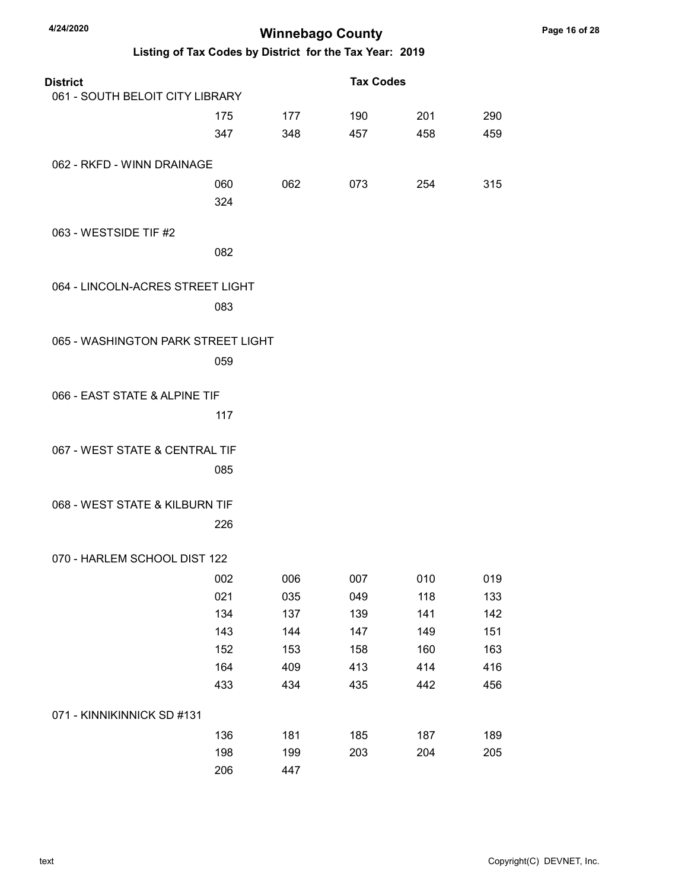# Winnebago County

## Listing of Tax Codes by District for the Tax Year: 2019

| District | Tax Codes | | | | |
|---|---|---|---|---|---|
| 061 - SOUTH BELOIT CITY LIBRARY | | | | | |
| | 175 | 177 | 190 | 201 | 290 |
| | 347 | 348 | 457 | 458 | 459 |
| 062 - RKFD - WINN DRAINAGE | | | | | |
| | 060 | 062 | 073 | 254 | 315 |
| | 324 | | | | |
| 063 - WESTSIDE TIF #2 | | | | | |
| | 082 | | | | |
| 064 - LINCOLN-ACRES STREET LIGHT | | | | | |
| | 083 | | | | |
| 065 - WASHINGTON PARK STREET LIGHT | | | | | |
| | 059 | | | | |
| 066 - EAST STATE & ALPINE TIF | | | | | |
| | 117 | | | | |
| 067 - WEST STATE & CENTRAL TIF | | | | | |
| | 085 | | | | |
| 068 - WEST STATE & KILBURN TIF | | | | | |
| | 226 | | | | |
| 070 - HARLEM SCHOOL DIST 122 | | | | | |
| | 002 | 006 | 007 | 010 | 019 |
| | 021 | 035 | 049 | 118 | 133 |
| | 134 | 137 | 139 | 141 | 142 |
| | 143 | 144 | 147 | 149 | 151 |
| | 152 | 153 | 158 | 160 | 163 |
| | 164 | 409 | 413 | 414 | 416 |
| | 433 | 434 | 435 | 442 | 456 |
| 071 - KINNIKINNICK SD #131 | | | | | |
| | 136 | 181 | 185 | 187 | 189 |
| | 198 | 199 | 203 | 204 | 205 |
| | 206 | 447 | | | |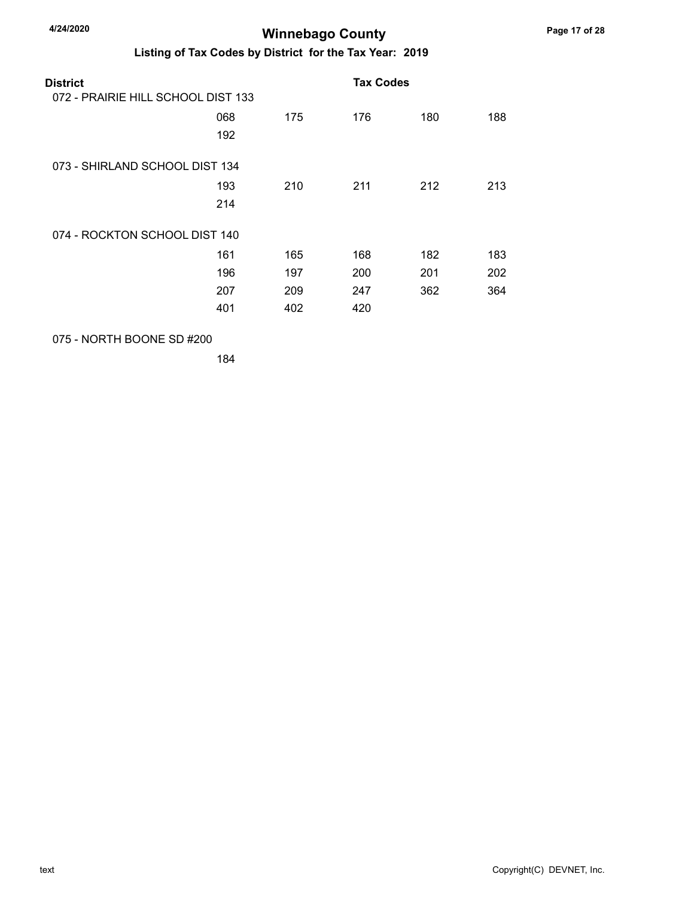# Winnebago County

## Listing of Tax Codes by District for the Tax Year: 2019

| District | Tax Codes | | | | |
|---|---|---|---|---|---|
| 072 - PRAIRIE HILL SCHOOL DIST 133 | | | | | |
| | 068 | 175 | 176 | 180 | 188 |
| | 192 | | | | |
| 073 - SHIRLAND SCHOOL DIST 134 | | | | | |
| | 193 | 210 | 211 | 212 | 213 |
| | 214 | | | | |
| 074 - ROCKTON SCHOOL DIST 140 | | | | | |
| | 161 | 165 | 168 | 182 | 183 |
| | 196 | 197 | 200 | 201 | 202 |
| | 207 | 209 | 247 | 362 | 364 |
| | 401 | 402 | 420 | | |
| 075 - NORTH BOONE SD #200 | | | | | |
| | 184 | | | | |

text

Copyright(C) DEVNET, Inc.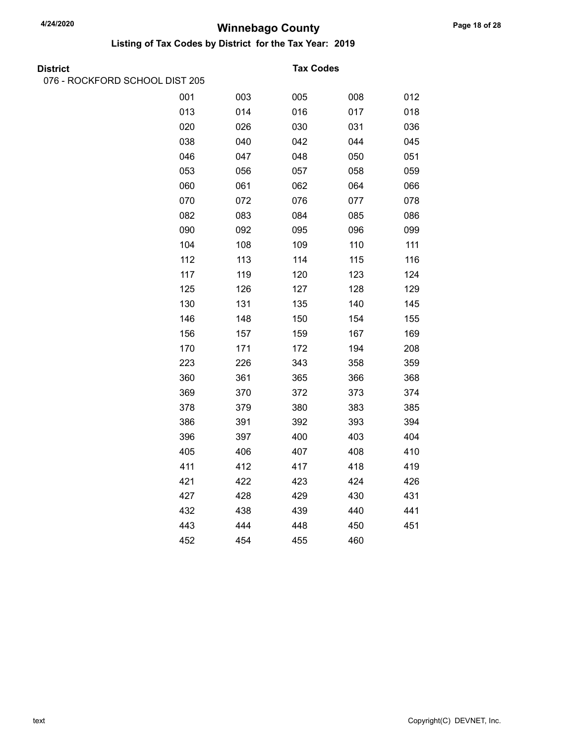# Winnebago County

## Listing of Tax Codes by District for the Tax Year: 2019

**District** — **Tax Codes**

076 - ROCKFORD SCHOOL DIST 205

| | | | | |
|---|---|---|---|---|
| 001 | 003 | 005 | 008 | 012 |
| 013 | 014 | 016 | 017 | 018 |
| 020 | 026 | 030 | 031 | 036 |
| 038 | 040 | 042 | 044 | 045 |
| 046 | 047 | 048 | 050 | 051 |
| 053 | 056 | 057 | 058 | 059 |
| 060 | 061 | 062 | 064 | 066 |
| 070 | 072 | 076 | 077 | 078 |
| 082 | 083 | 084 | 085 | 086 |
| 090 | 092 | 095 | 096 | 099 |
| 104 | 108 | 109 | 110 | 111 |
| 112 | 113 | 114 | 115 | 116 |
| 117 | 119 | 120 | 123 | 124 |
| 125 | 126 | 127 | 128 | 129 |
| 130 | 131 | 135 | 140 | 145 |
| 146 | 148 | 150 | 154 | 155 |
| 156 | 157 | 159 | 167 | 169 |
| 170 | 171 | 172 | 194 | 208 |
| 223 | 226 | 343 | 358 | 359 |
| 360 | 361 | 365 | 366 | 368 |
| 369 | 370 | 372 | 373 | 374 |
| 378 | 379 | 380 | 383 | 385 |
| 386 | 391 | 392 | 393 | 394 |
| 396 | 397 | 400 | 403 | 404 |
| 405 | 406 | 407 | 408 | 410 |
| 411 | 412 | 417 | 418 | 419 |
| 421 | 422 | 423 | 424 | 426 |
| 427 | 428 | 429 | 430 | 431 |
| 432 | 438 | 439 | 440 | 441 |
| 443 | 444 | 448 | 450 | 451 |
| 452 | 454 | 455 | 460 | |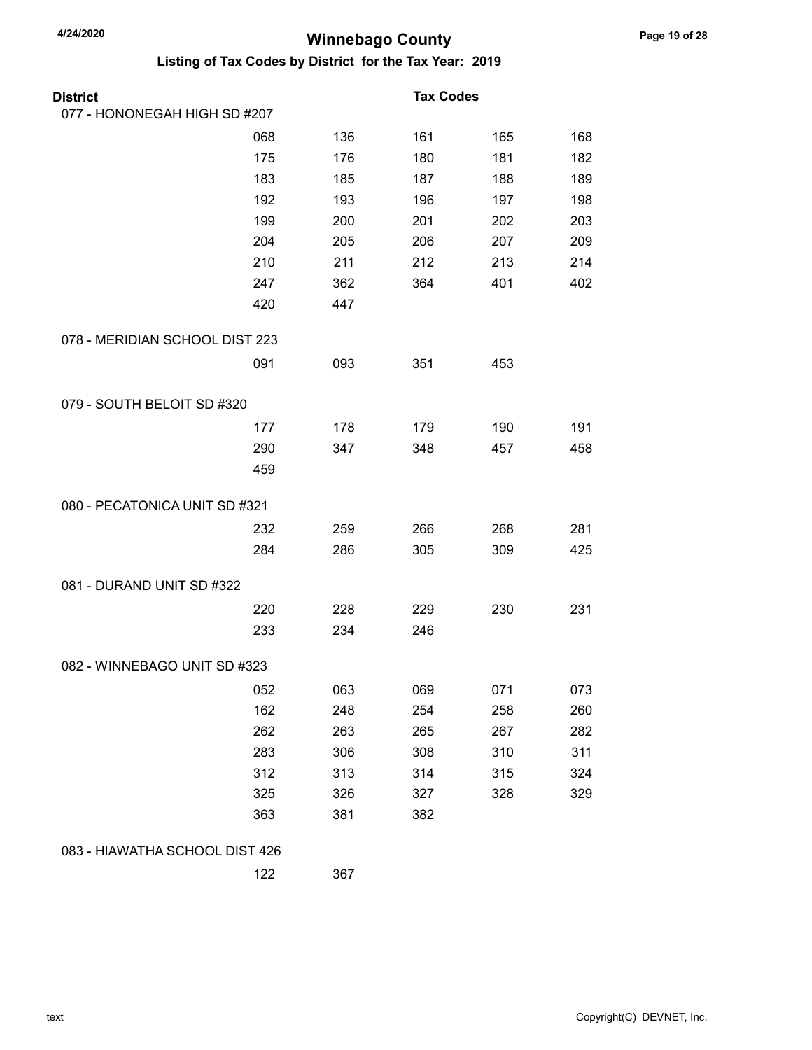# Winnebago County

## Listing of Tax Codes by District for the Tax Year: 2019

| District | Tax Codes | | | | |
|---|---|---|---|---|---|
| 077 - HONONEGAH HIGH SD #207 | | | | | |
| | 068 | 136 | 161 | 165 | 168 |
| | 175 | 176 | 180 | 181 | 182 |
| | 183 | 185 | 187 | 188 | 189 |
| | 192 | 193 | 196 | 197 | 198 |
| | 199 | 200 | 201 | 202 | 203 |
| | 204 | 205 | 206 | 207 | 209 |
| | 210 | 211 | 212 | 213 | 214 |
| | 247 | 362 | 364 | 401 | 402 |
| | 420 | 447 | | | |
| 078 - MERIDIAN SCHOOL DIST 223 | | | | | |
| | 091 | 093 | 351 | 453 | |
| 079 - SOUTH BELOIT SD #320 | | | | | |
| | 177 | 178 | 179 | 190 | 191 |
| | 290 | 347 | 348 | 457 | 458 |
| | 459 | | | | |
| 080 - PECATONICA UNIT SD #321 | | | | | |
| | 232 | 259 | 266 | 268 | 281 |
| | 284 | 286 | 305 | 309 | 425 |
| 081 - DURAND UNIT SD #322 | | | | | |
| | 220 | 228 | 229 | 230 | 231 |
| | 233 | 234 | 246 | | |
| 082 - WINNEBAGO UNIT SD #323 | | | | | |
| | 052 | 063 | 069 | 071 | 073 |
| | 162 | 248 | 254 | 258 | 260 |
| | 262 | 263 | 265 | 267 | 282 |
| | 283 | 306 | 308 | 310 | 311 |
| | 312 | 313 | 314 | 315 | 324 |
| | 325 | 326 | 327 | 328 | 329 |
| | 363 | 381 | 382 | | |
| 083 - HIAWATHA SCHOOL DIST 426 | | | | | |
| | 122 | 367 | | | |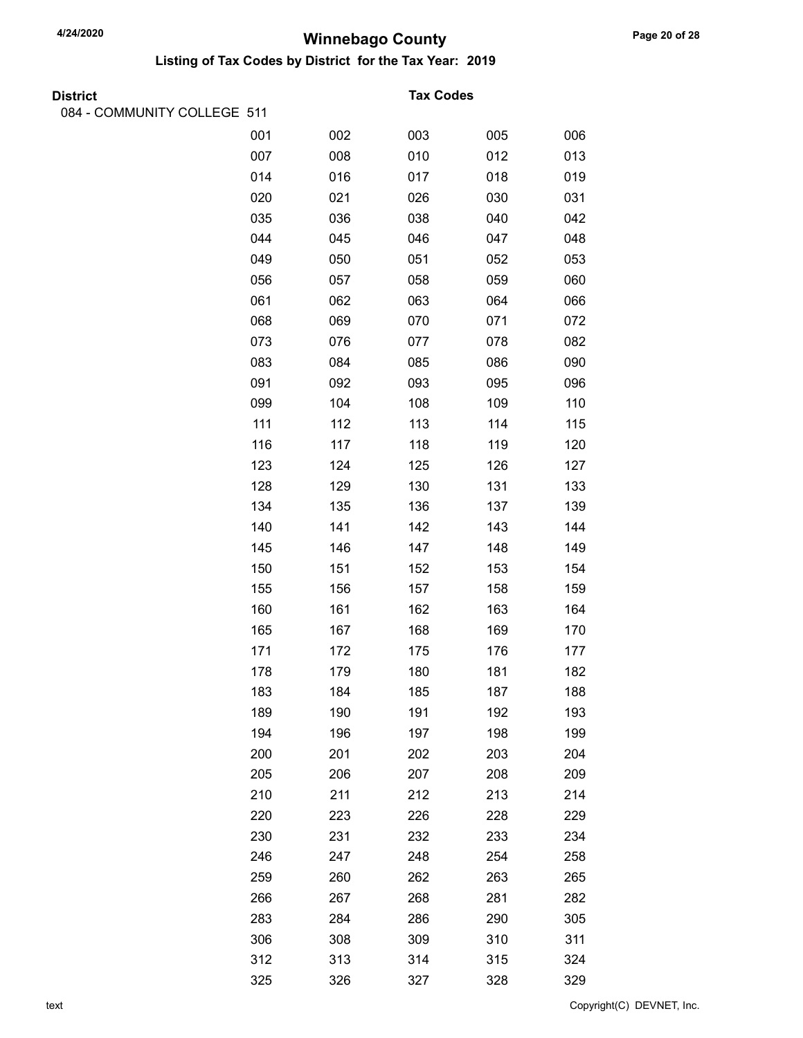# Winnebago County

## Listing of Tax Codes by District for the Tax Year: 2019

| District | Tax Codes | | | | |
|---|---|---|---|---|---|
| 084 - COMMUNITY COLLEGE 511 | | | | | |
| | 001 | 002 | 003 | 005 | 006 |
| | 007 | 008 | 010 | 012 | 013 |
| | 014 | 016 | 017 | 018 | 019 |
| | 020 | 021 | 026 | 030 | 031 |
| | 035 | 036 | 038 | 040 | 042 |
| | 044 | 045 | 046 | 047 | 048 |
| | 049 | 050 | 051 | 052 | 053 |
| | 056 | 057 | 058 | 059 | 060 |
| | 061 | 062 | 063 | 064 | 066 |
| | 068 | 069 | 070 | 071 | 072 |
| | 073 | 076 | 077 | 078 | 082 |
| | 083 | 084 | 085 | 086 | 090 |
| | 091 | 092 | 093 | 095 | 096 |
| | 099 | 104 | 108 | 109 | 110 |
| | 111 | 112 | 113 | 114 | 115 |
| | 116 | 117 | 118 | 119 | 120 |
| | 123 | 124 | 125 | 126 | 127 |
| | 128 | 129 | 130 | 131 | 133 |
| | 134 | 135 | 136 | 137 | 139 |
| | 140 | 141 | 142 | 143 | 144 |
| | 145 | 146 | 147 | 148 | 149 |
| | 150 | 151 | 152 | 153 | 154 |
| | 155 | 156 | 157 | 158 | 159 |
| | 160 | 161 | 162 | 163 | 164 |
| | 165 | 167 | 168 | 169 | 170 |
| | 171 | 172 | 175 | 176 | 177 |
| | 178 | 179 | 180 | 181 | 182 |
| | 183 | 184 | 185 | 187 | 188 |
| | 189 | 190 | 191 | 192 | 193 |
| | 194 | 196 | 197 | 198 | 199 |
| | 200 | 201 | 202 | 203 | 204 |
| | 205 | 206 | 207 | 208 | 209 |
| | 210 | 211 | 212 | 213 | 214 |
| | 220 | 223 | 226 | 228 | 229 |
| | 230 | 231 | 232 | 233 | 234 |
| | 246 | 247 | 248 | 254 | 258 |
| | 259 | 260 | 262 | 263 | 265 |
| | 266 | 267 | 268 | 281 | 282 |
| | 283 | 284 | 286 | 290 | 305 |
| | 306 | 308 | 309 | 310 | 311 |
| | 312 | 313 | 314 | 315 | 324 |
| | 325 | 326 | 327 | 328 | 329 |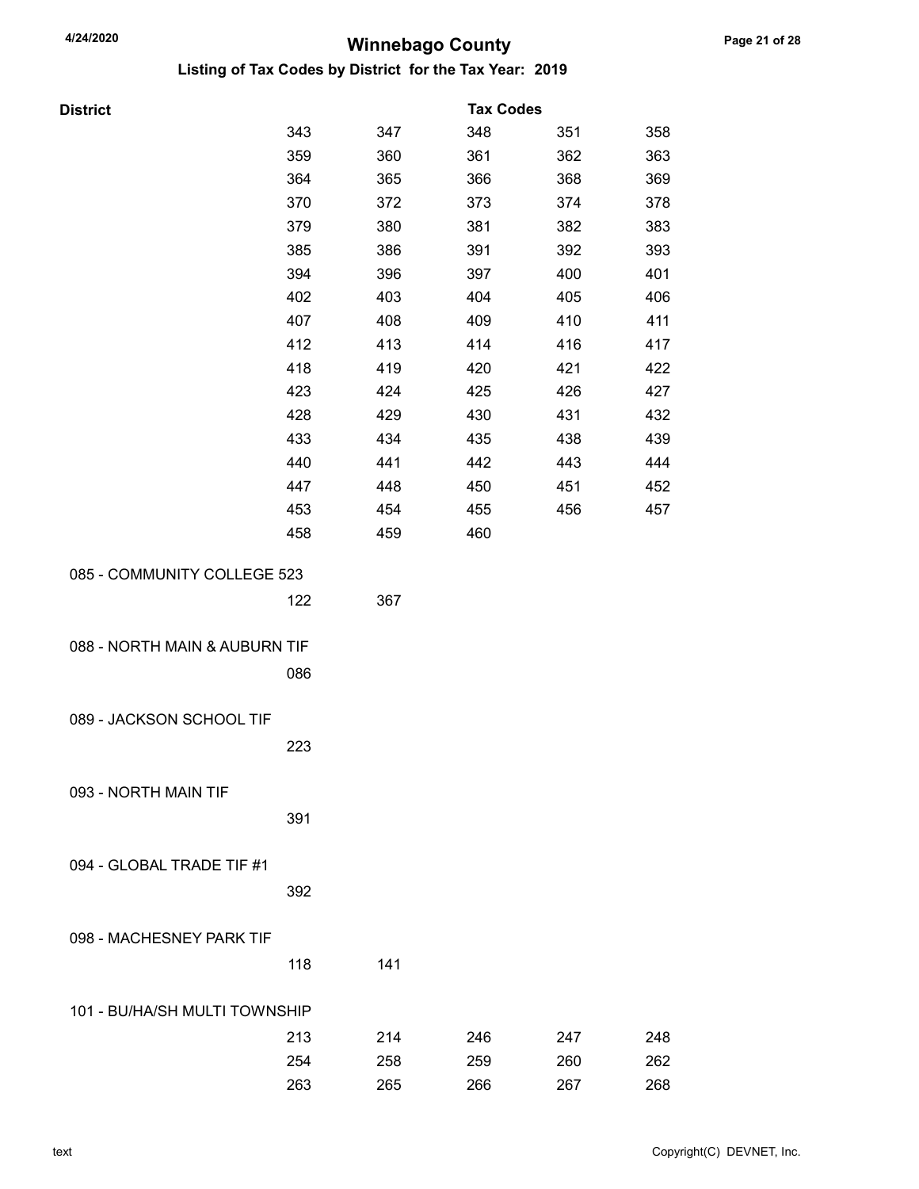# Winnebago County

## Listing of Tax Codes by District for the Tax Year: 2019

| District | Tax Codes | | | | |
|---|---|---|---|---|---|
| | 343 | 347 | 348 | 351 | 358 |
| | 359 | 360 | 361 | 362 | 363 |
| | 364 | 365 | 366 | 368 | 369 |
| | 370 | 372 | 373 | 374 | 378 |
| | 379 | 380 | 381 | 382 | 383 |
| | 385 | 386 | 391 | 392 | 393 |
| | 394 | 396 | 397 | 400 | 401 |
| | 402 | 403 | 404 | 405 | 406 |
| | 407 | 408 | 409 | 410 | 411 |
| | 412 | 413 | 414 | 416 | 417 |
| | 418 | 419 | 420 | 421 | 422 |
| | 423 | 424 | 425 | 426 | 427 |
| | 428 | 429 | 430 | 431 | 432 |
| | 433 | 434 | 435 | 438 | 439 |
| | 440 | 441 | 442 | 443 | 444 |
| | 447 | 448 | 450 | 451 | 452 |
| | 453 | 454 | 455 | 456 | 457 |
| | 458 | 459 | 460 | | |
| 085 - COMMUNITY COLLEGE 523 | | | | | |
| | 122 | 367 | | | |
| 088 - NORTH MAIN & AUBURN TIF | | | | | |
| | 086 | | | | |
| 089 - JACKSON SCHOOL TIF | | | | | |
| | 223 | | | | |
| 093 - NORTH MAIN TIF | | | | | |
| | 391 | | | | |
| 094 - GLOBAL TRADE TIF #1 | | | | | |
| | 392 | | | | |
| 098 - MACHESNEY PARK TIF | | | | | |
| | 118 | 141 | | | |
| 101 - BU/HA/SH MULTI TOWNSHIP | | | | | |
| | 213 | 214 | 246 | 247 | 248 |
| | 254 | 258 | 259 | 260 | 262 |
| | 263 | 265 | 266 | 267 | 268 |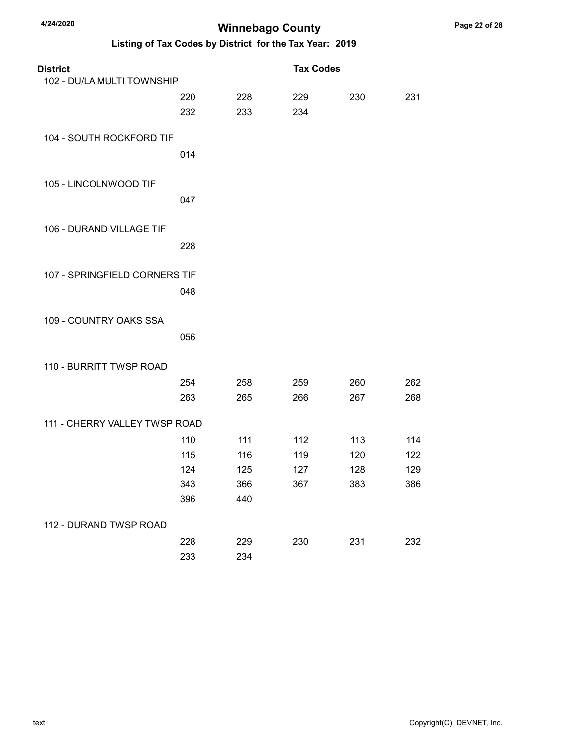# Winnebago County

## Listing of Tax Codes by District for the Tax Year: 2019

| District | Tax Codes | | | | |
|---|---|---|---|---|---|
| 102 - DU/LA MULTI TOWNSHIP | | | | | |
| | 220 | 228 | 229 | 230 | 231 |
| | 232 | 233 | 234 | | |
| 104 - SOUTH ROCKFORD TIF | | | | | |
| | 014 | | | | |
| 105 - LINCOLNWOOD TIF | | | | | |
| | 047 | | | | |
| 106 - DURAND VILLAGE TIF | | | | | |
| | 228 | | | | |
| 107 - SPRINGFIELD CORNERS TIF | | | | | |
| | 048 | | | | |
| 109 - COUNTRY OAKS SSA | | | | | |
| | 056 | | | | |
| 110 - BURRITT TWSP ROAD | | | | | |
| | 254 | 258 | 259 | 260 | 262 |
| | 263 | 265 | 266 | 267 | 268 |
| 111 - CHERRY VALLEY TWSP ROAD | | | | | |
| | 110 | 111 | 112 | 113 | 114 |
| | 115 | 116 | 119 | 120 | 122 |
| | 124 | 125 | 127 | 128 | 129 |
| | 343 | 366 | 367 | 383 | 386 |
| | 396 | 440 | | | |
| 112 - DURAND TWSP ROAD | | | | | |
| | 228 | 229 | 230 | 231 | 232 |
| | 233 | 234 | | | |

text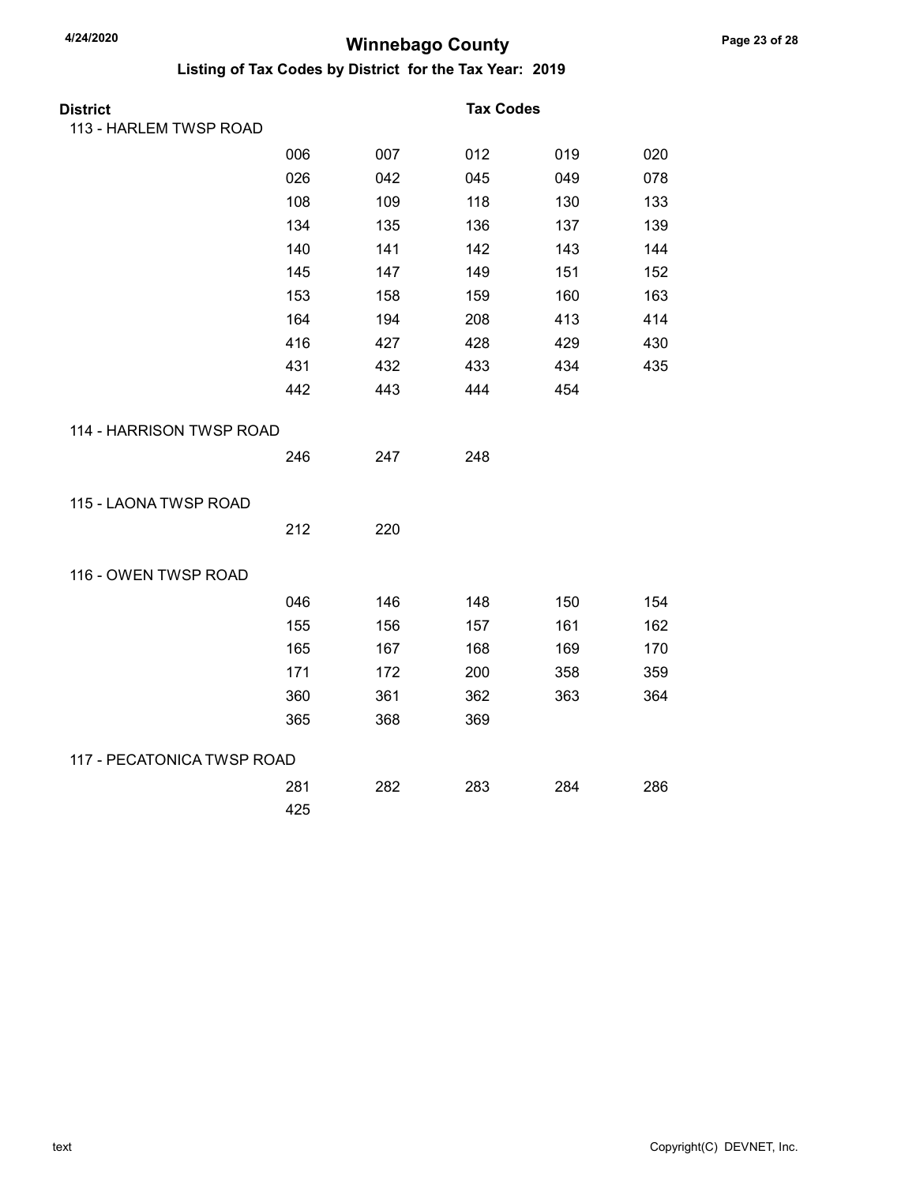# Winnebago County

## Listing of Tax Codes by District for the Tax Year: 2019

| District | Tax Codes | | | | |
|---|---|---|---|---|---|
| 113 - HARLEM TWSP ROAD | | | | | |
| | 006 | 007 | 012 | 019 | 020 |
| | 026 | 042 | 045 | 049 | 078 |
| | 108 | 109 | 118 | 130 | 133 |
| | 134 | 135 | 136 | 137 | 139 |
| | 140 | 141 | 142 | 143 | 144 |
| | 145 | 147 | 149 | 151 | 152 |
| | 153 | 158 | 159 | 160 | 163 |
| | 164 | 194 | 208 | 413 | 414 |
| | 416 | 427 | 428 | 429 | 430 |
| | 431 | 432 | 433 | 434 | 435 |
| | 442 | 443 | 444 | 454 | |
| 114 - HARRISON TWSP ROAD | | | | | |
| | 246 | 247 | 248 | | |
| 115 - LAONA TWSP ROAD | | | | | |
| | 212 | 220 | | | |
| 116 - OWEN TWSP ROAD | | | | | |
| | 046 | 146 | 148 | 150 | 154 |
| | 155 | 156 | 157 | 161 | 162 |
| | 165 | 167 | 168 | 169 | 170 |
| | 171 | 172 | 200 | 358 | 359 |
| | 360 | 361 | 362 | 363 | 364 |
| | 365 | 368 | 369 | | |
| 117 - PECATONICA TWSP ROAD | | | | | |
| | 281 | 282 | 283 | 284 | 286 |
| | 425 | | | | |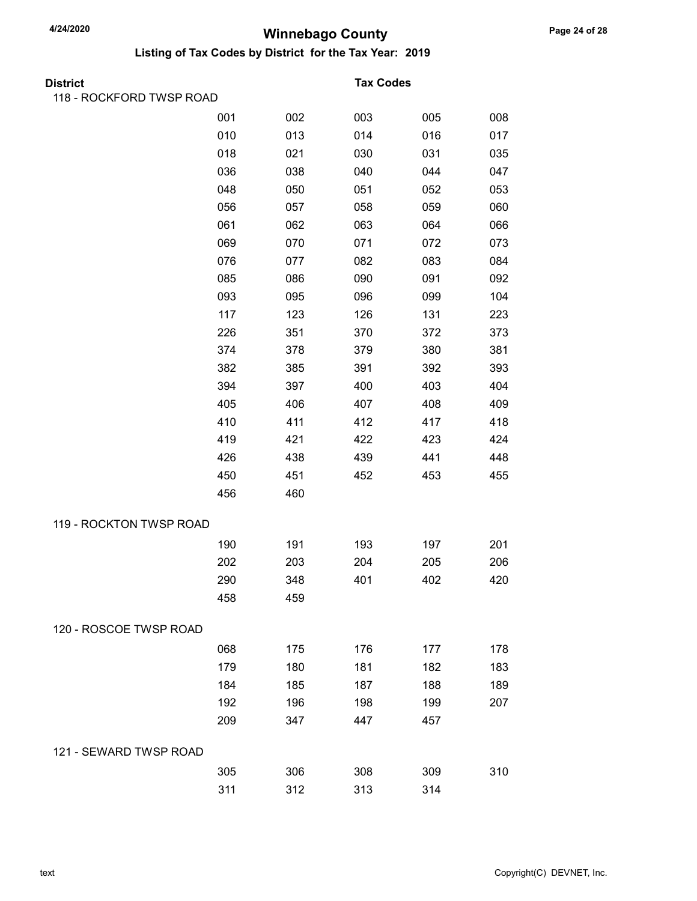# Winnebago County

## Listing of Tax Codes by District for the Tax Year: 2019

**District** — **Tax Codes**

### 118 - ROCKFORD TWSP ROAD

| | | | | |
|---|---|---|---|---|
| 001 | 002 | 003 | 005 | 008 |
| 010 | 013 | 014 | 016 | 017 |
| 018 | 021 | 030 | 031 | 035 |
| 036 | 038 | 040 | 044 | 047 |
| 048 | 050 | 051 | 052 | 053 |
| 056 | 057 | 058 | 059 | 060 |
| 061 | 062 | 063 | 064 | 066 |
| 069 | 070 | 071 | 072 | 073 |
| 076 | 077 | 082 | 083 | 084 |
| 085 | 086 | 090 | 091 | 092 |
| 093 | 095 | 096 | 099 | 104 |
| 117 | 123 | 126 | 131 | 223 |
| 226 | 351 | 370 | 372 | 373 |
| 374 | 378 | 379 | 380 | 381 |
| 382 | 385 | 391 | 392 | 393 |
| 394 | 397 | 400 | 403 | 404 |
| 405 | 406 | 407 | 408 | 409 |
| 410 | 411 | 412 | 417 | 418 |
| 419 | 421 | 422 | 423 | 424 |
| 426 | 438 | 439 | 441 | 448 |
| 450 | 451 | 452 | 453 | 455 |
| 456 | 460 | | | |

### 119 - ROCKTON TWSP ROAD

| | | | | |
|---|---|---|---|---|
| 190 | 191 | 193 | 197 | 201 |
| 202 | 203 | 204 | 205 | 206 |
| 290 | 348 | 401 | 402 | 420 |
| 458 | 459 | | | |

### 120 - ROSCOE TWSP ROAD

| | | | | |
|---|---|---|---|---|
| 068 | 175 | 176 | 177 | 178 |
| 179 | 180 | 181 | 182 | 183 |
| 184 | 185 | 187 | 188 | 189 |
| 192 | 196 | 198 | 199 | 207 |
| 209 | 347 | 447 | 457 | |

### 121 - SEWARD TWSP ROAD

| | | | | |
|---|---|---|---|---|
| 305 | 306 | 308 | 309 | 310 |
| 311 | 312 | 313 | 314 | |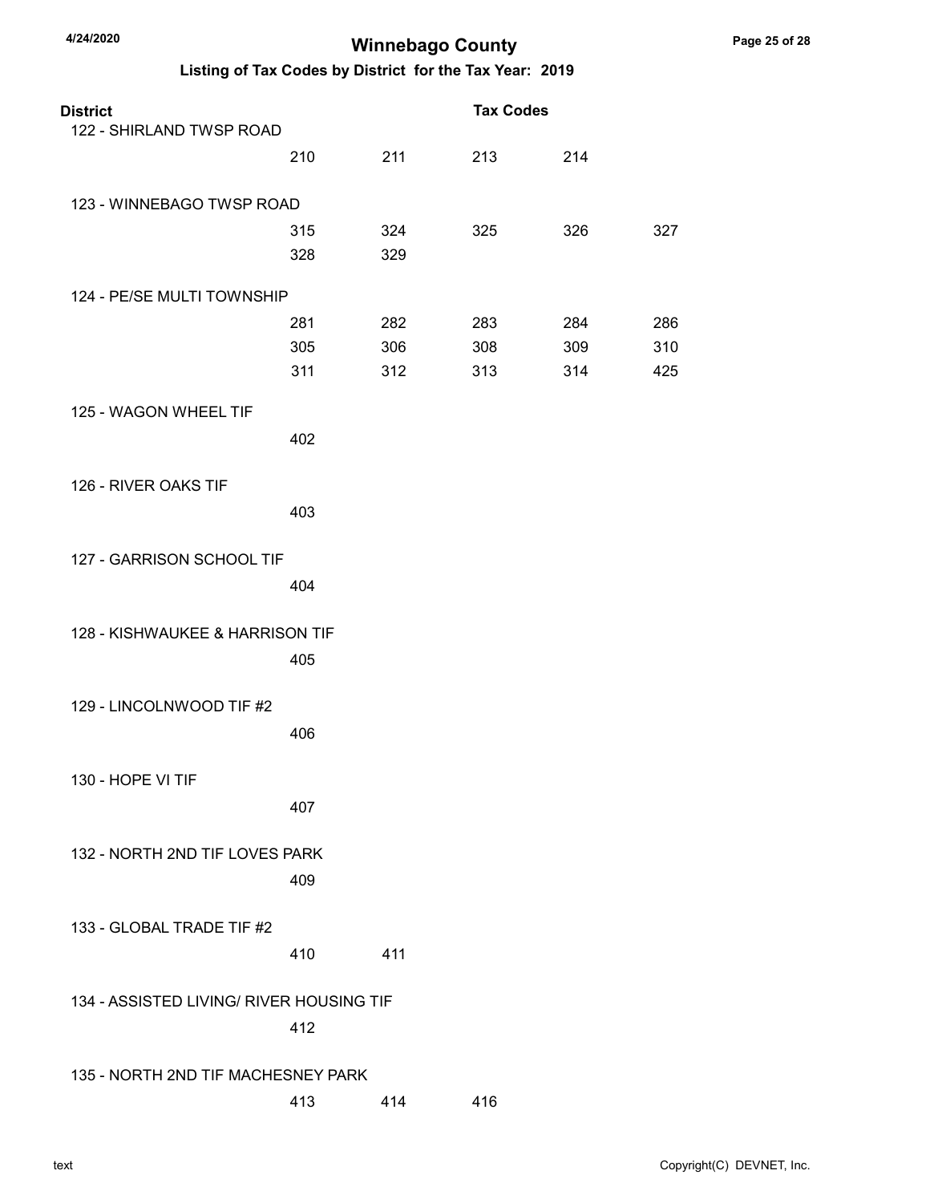# Winnebago County

## Listing of Tax Codes by District for the Tax Year: 2019

| District | | | Tax Codes | | |
|---|---|---|---|---|---|
| 122 - SHIRLAND TWSP ROAD | | | | | |
| | 210 | 211 | 213 | 214 | |
| 123 - WINNEBAGO TWSP ROAD | | | | | |
| | 315 | 324 | 325 | 326 | 327 |
| | 328 | 329 | | | |
| 124 - PE/SE MULTI TOWNSHIP | | | | | |
| | 281 | 282 | 283 | 284 | 286 |
| | 305 | 306 | 308 | 309 | 310 |
| | 311 | 312 | 313 | 314 | 425 |
| 125 - WAGON WHEEL TIF | | | | | |
| | 402 | | | | |
| 126 - RIVER OAKS TIF | | | | | |
| | 403 | | | | |
| 127 - GARRISON SCHOOL TIF | | | | | |
| | 404 | | | | |
| 128 - KISHWAUKEE & HARRISON TIF | | | | | |
| | 405 | | | | |
| 129 - LINCOLNWOOD TIF #2 | | | | | |
| | 406 | | | | |
| 130 - HOPE VI TIF | | | | | |
| | 407 | | | | |
| 132 - NORTH 2ND TIF LOVES PARK | | | | | |
| | 409 | | | | |
| 133 - GLOBAL TRADE TIF #2 | | | | | |
| | 410 | 411 | | | |
| 134 - ASSISTED LIVING/ RIVER HOUSING TIF | | | | | |
| | 412 | | | | |
| 135 - NORTH 2ND TIF MACHESNEY PARK | | | | | |
| | 413 | 414 | 416 | | |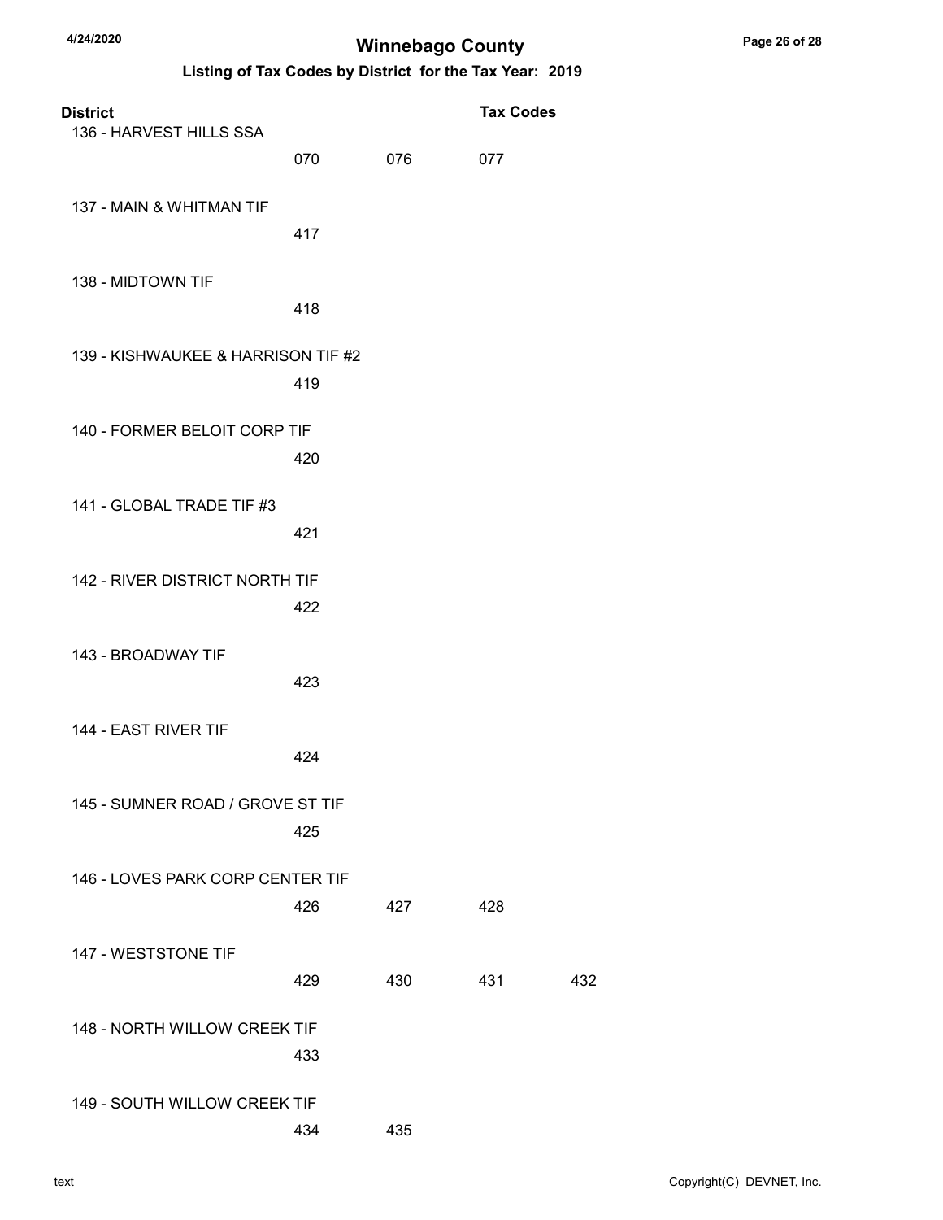## Winnebago County

### Listing of Tax Codes by District for the Tax Year: 2019

| District | Tax Codes | | | |
|---|---|---|---|---|
| 136 - HARVEST HILLS SSA | 070 | 076 | 077 | |
| 137 - MAIN & WHITMAN TIF | 417 | | | |
| 138 - MIDTOWN TIF | 418 | | | |
| 139 - KISHWAUKEE & HARRISON TIF #2 | 419 | | | |
| 140 - FORMER BELOIT CORP TIF | 420 | | | |
| 141 - GLOBAL TRADE TIF #3 | 421 | | | |
| 142 - RIVER DISTRICT NORTH TIF | 422 | | | |
| 143 - BROADWAY TIF | 423 | | | |
| 144 - EAST RIVER TIF | 424 | | | |
| 145 - SUMNER ROAD / GROVE ST TIF | 425 | | | |
| 146 - LOVES PARK CORP CENTER TIF | 426 | 427 | 428 | |
| 147 - WESTSTONE TIF | 429 | 430 | 431 | 432 |
| 148 - NORTH WILLOW CREEK TIF | 433 | | | |
| 149 - SOUTH WILLOW CREEK TIF | 434 | 435 | | |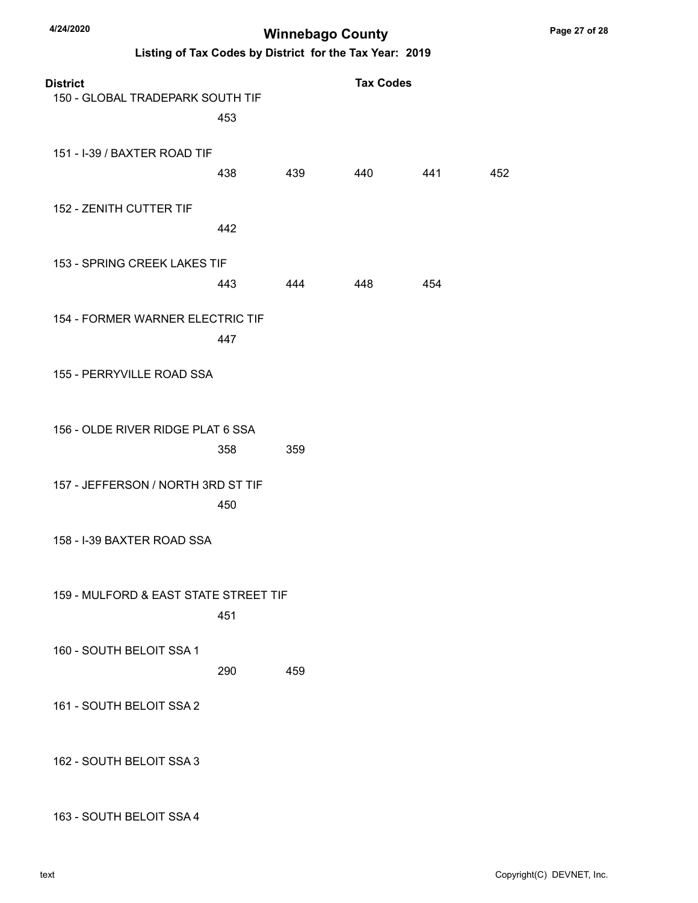# Winnebago County

## Listing of Tax Codes by District for the Tax Year: 2019

| District | Tax Codes | | | | |
|---|---|---|---|---|---|
| 150 - GLOBAL TRADEPARK SOUTH TIF | 453 | | | | |
| 151 - I-39 / BAXTER ROAD TIF | 438 | 439 | 440 | 441 | 452 |
| 152 - ZENITH CUTTER TIF | 442 | | | | |
| 153 - SPRING CREEK LAKES TIF | 443 | 444 | 448 | 454 | |
| 154 - FORMER WARNER ELECTRIC TIF | 447 | | | | |
| 155 - PERRYVILLE ROAD SSA | | | | | |
| 156 - OLDE RIVER RIDGE PLAT 6 SSA | 358 | 359 | | | |
| 157 - JEFFERSON / NORTH 3RD ST TIF | 450 | | | | |
| 158 - I-39 BAXTER ROAD SSA | | | | | |
| 159 - MULFORD & EAST STATE STREET TIF | 451 | | | | |
| 160 - SOUTH BELOIT SSA 1 | 290 | 459 | | | |
| 161 - SOUTH BELOIT SSA 2 | | | | | |
| 162 - SOUTH BELOIT SSA 3 | | | | | |
| 163 - SOUTH BELOIT SSA 4 | | | | | |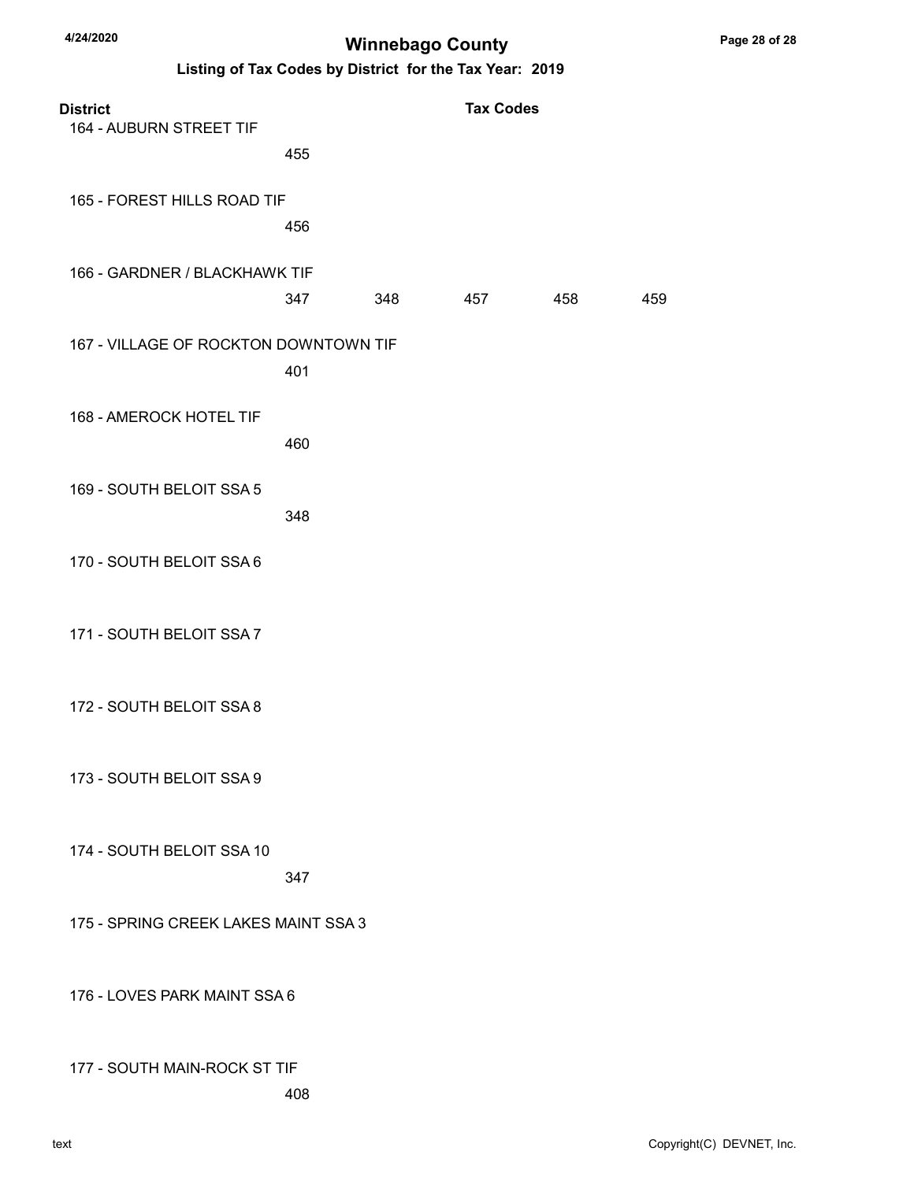# Winnebago County

## Listing of Tax Codes by District for the Tax Year: 2019

| District | Tax Codes | | | | |
|---|---|---|---|---|---|
| 164 - AUBURN STREET TIF | | | | | |
| | 455 | | | | |
| 165 - FOREST HILLS ROAD TIF | | | | | |
| | 456 | | | | |
| 166 - GARDNER / BLACKHAWK TIF | | | | | |
| | 347 | 348 | 457 | 458 | 459 |
| 167 - VILLAGE OF ROCKTON DOWNTOWN TIF | | | | | |
| | 401 | | | | |
| 168 - AMEROCK HOTEL TIF | | | | | |
| | 460 | | | | |
| 169 - SOUTH BELOIT SSA 5 | | | | | |
| | 348 | | | | |
| 170 - SOUTH BELOIT SSA 6 | | | | | |
| 171 - SOUTH BELOIT SSA 7 | | | | | |
| 172 - SOUTH BELOIT SSA 8 | | | | | |
| 173 - SOUTH BELOIT SSA 9 | | | | | |
| 174 - SOUTH BELOIT SSA 10 | | | | | |
| | 347 | | | | |
| 175 - SPRING CREEK LAKES MAINT SSA 3 | | | | | |
| 176 - LOVES PARK MAINT SSA 6 | | | | | |
| 177 - SOUTH MAIN-ROCK ST TIF | | | | | |
| | 408 | | | | |